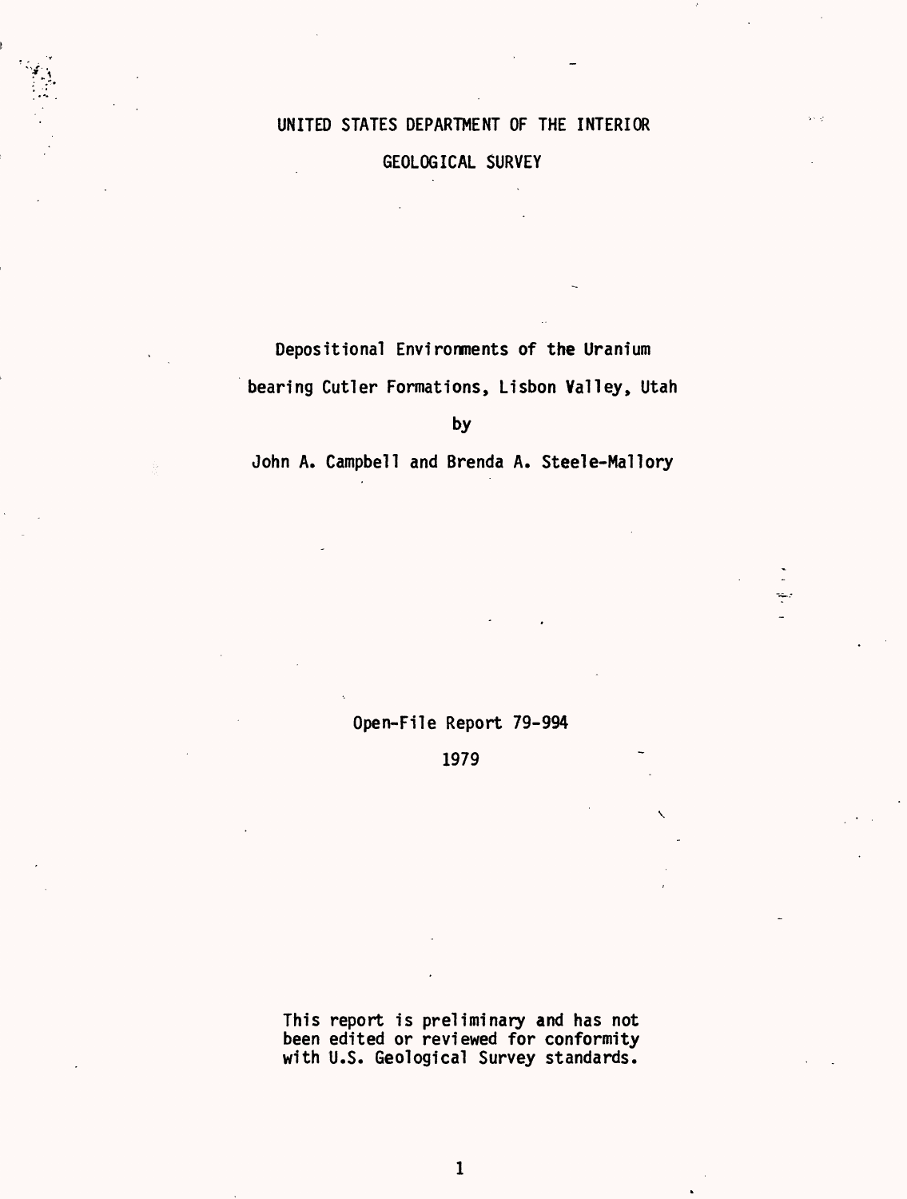UNITED STATES DEPARTMENT OF THE INTERIOR

GEOLOGICAL SURVEY

# Depositional Environments of the Uranium bearing Cutler Formations, Lisbon Valley, Utah

by

John A. Campbell and Brenda A. Steele-Mallory

Open-File Report 79-994

1979

This report is preliminary and has not been edited or reviewed for conformity with U.S. Geological Survey standards.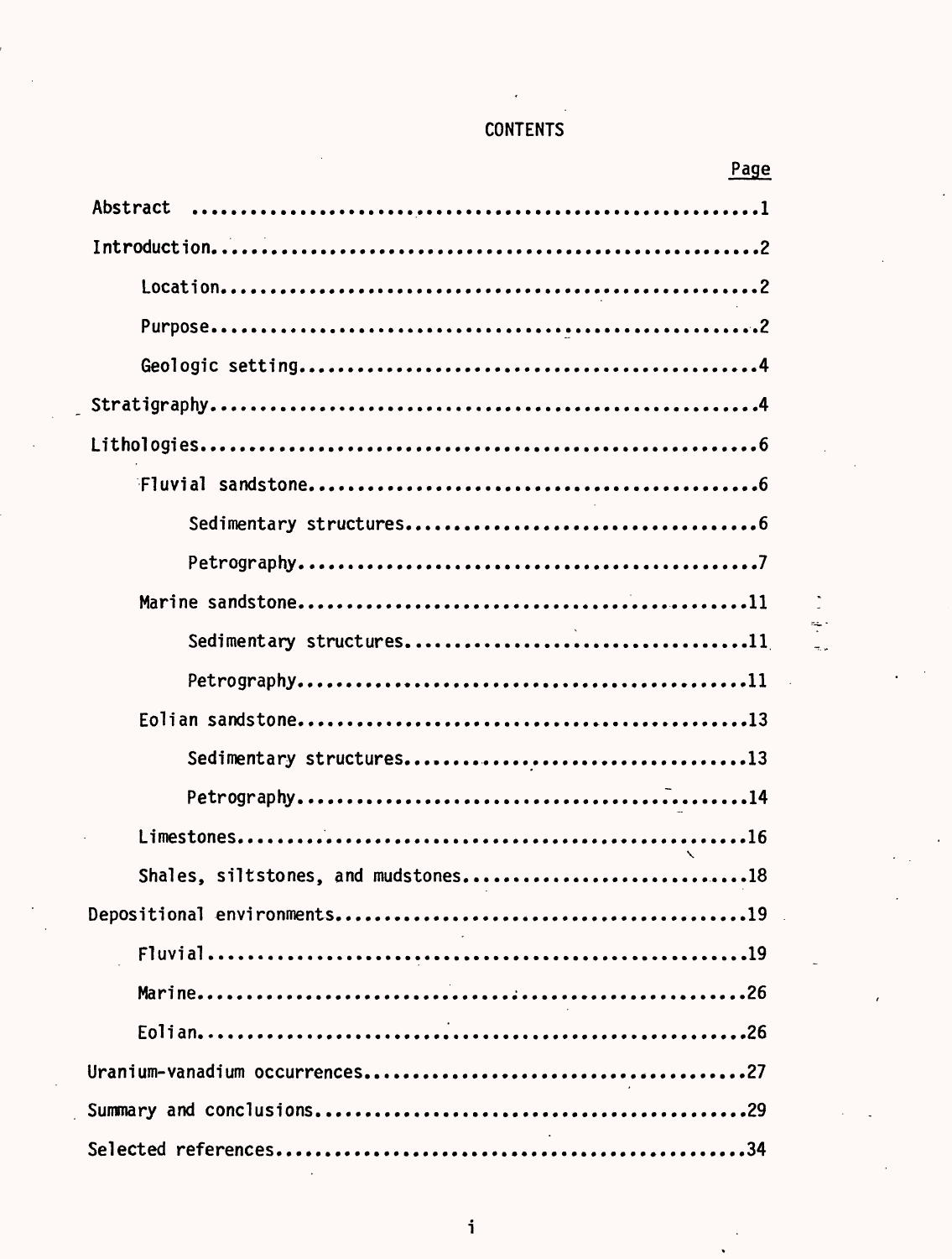# CONTENTS

| | Page |
|---|---|
| Abstract | 1 |
| Introduction | 2 |
| Location | 2 |
| Purpose | 2 |
| Geologic setting | 4 |
| Stratigraphy | 4 |
| Lithologies | 6 |
| Fluvial sandstone | 6 |
| Sedimentary structures | 6 |
| Petrography | 7 |
| Marine sandstone | 11 |
| Sedimentary structures | 11 |
| Petrography | 11 |
| Eolian sandstone | 13 |
| Sedimentary structures | 13 |
| Petrography | 14 |
| Limestones | 16 |
| Shales, siltstones, and mudstones | 18 |
| Depositional environments | 19 |
| Fluvial | 19 |
| Marine | 26 |
| Eolian | 26 |
| Uranium-vanadium occurrences | 27 |
| Summary and conclusions | 29 |
| Selected references | 34 |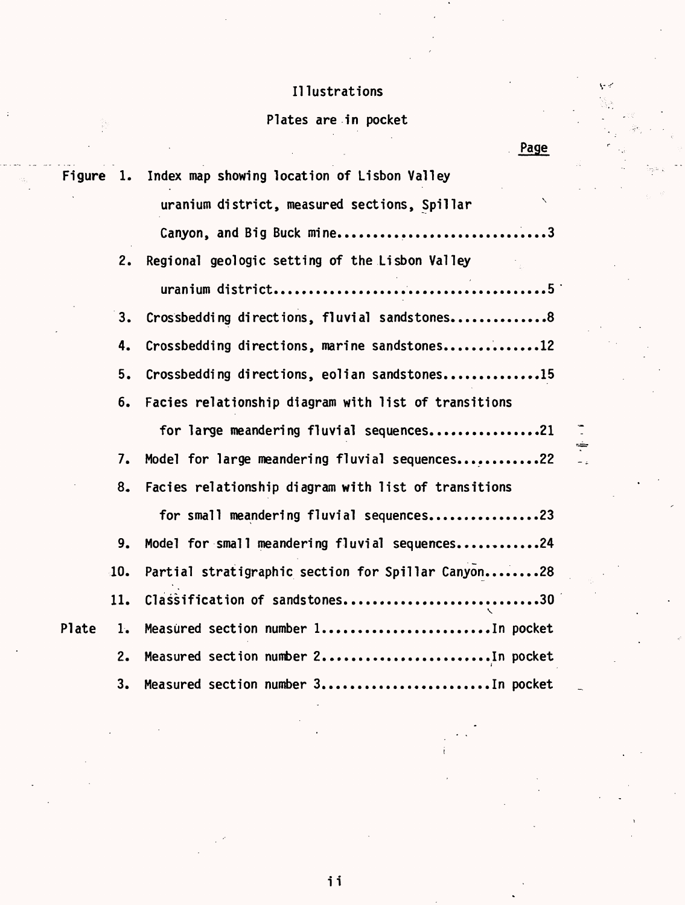# Illustrations

Plates are in pocket

| | | | Page |
|---|---|---|---|
| Figure | 1. | Index map showing location of Lisbon Valley uranium district, measured sections, Spillar Canyon, and Big Buck mine | 3 |
| | 2. | Regional geologic setting of the Lisbon Valley uranium district | 5 |
| | 3. | Crossbedding directions, fluvial sandstones | 8 |
| | 4. | Crossbedding directions, marine sandstones | 12 |
| | 5. | Crossbedding directions, eolian sandstones | 15 |
| | 6. | Facies relationship diagram with list of transitions for large meandering fluvial sequences | 21 |
| | 7. | Model for large meandering fluvial sequences | 22 |
| | 8. | Facies relationship diagram with list of transitions for small meandering fluvial sequences | 23 |
| | 9. | Model for small meandering fluvial sequences | 24 |
| | 10. | Partial stratigraphic section for Spillar Canyon | 28 |
| | 11. | Classification of sandstones | 30 |
| Plate | 1. | Measured section number 1 | In pocket |
| | 2. | Measured section number 2 | In pocket |
| | 3. | Measured section number 3 | In pocket |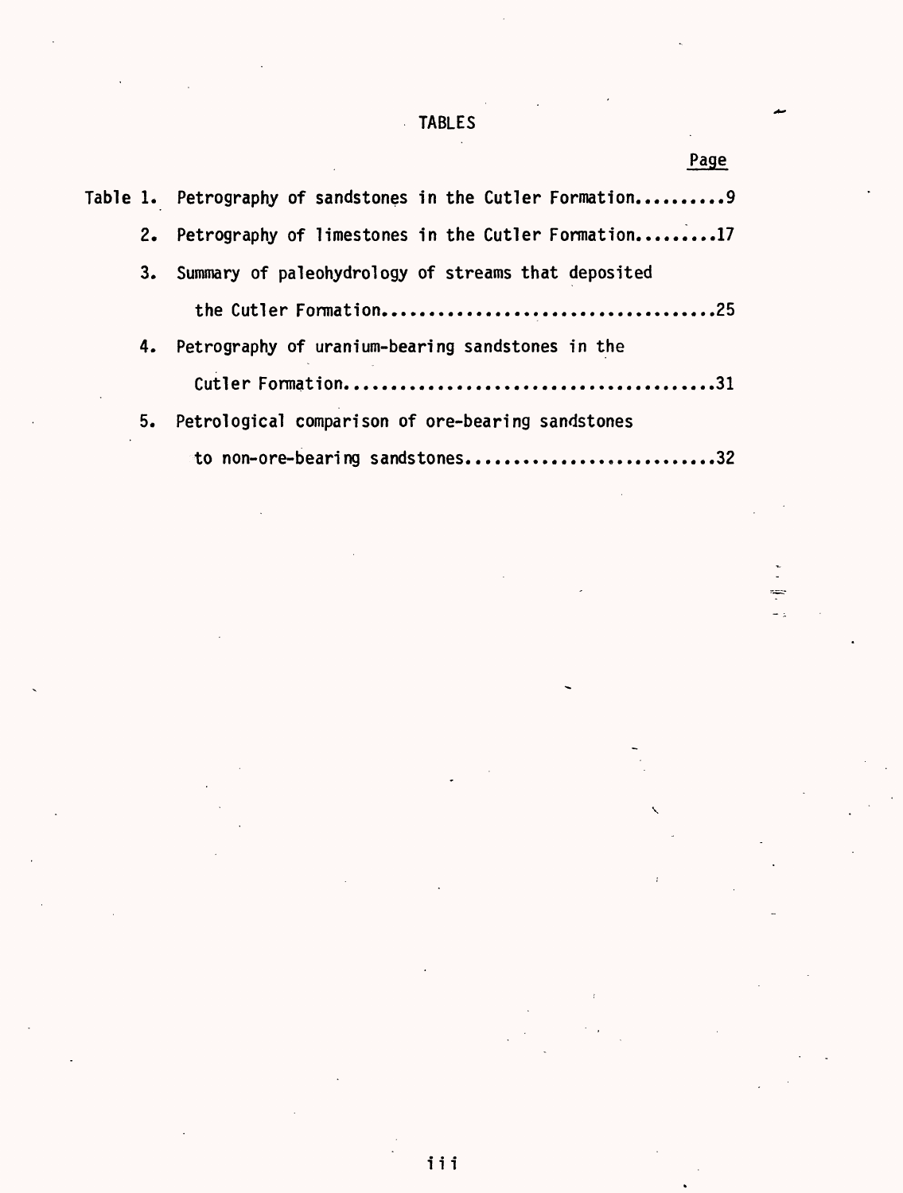# TABLES

| | | Page |
|---|---|---|
| Table 1. | Petrography of sandstones in the Cutler Formation | 9 |
| 2. | Petrography of limestones in the Cutler Formation | 17 |
| 3. | Summary of paleohydrology of streams that deposited the Cutler Formation | 25 |
| 4. | Petrography of uranium-bearing sandstones in the Cutler Formation | 31 |
| 5. | Petrological comparison of ore-bearing sandstones to non-ore-bearing sandstones | 32 |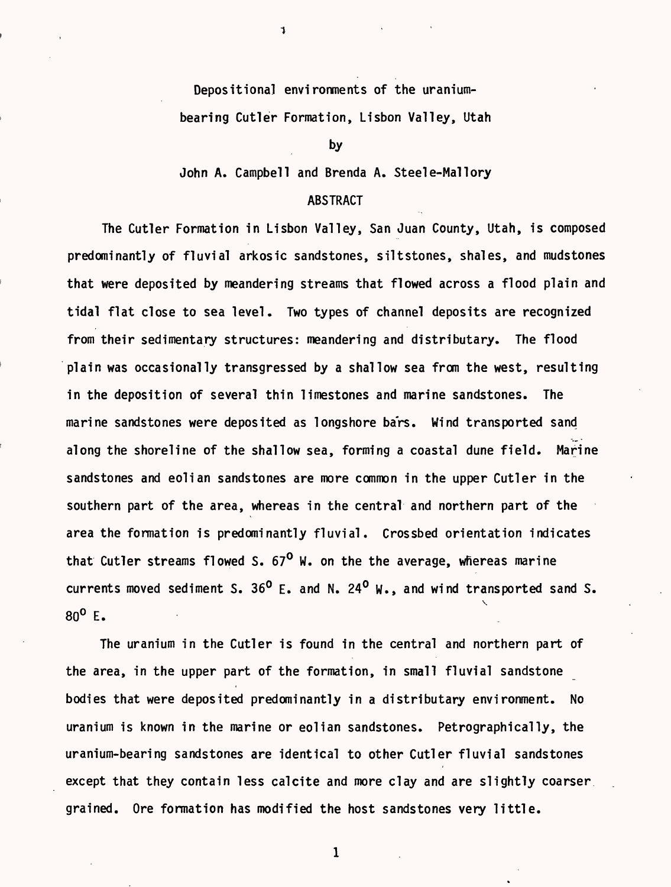# Depositional environments of the uranium-bearing Cutler Formation, Lisbon Valley, Utah

by

John A. Campbell and Brenda A. Steele-Mallory

## ABSTRACT

The Cutler Formation in Lisbon Valley, San Juan County, Utah, is composed predominantly of fluvial arkosic sandstones, siltstones, shales, and mudstones that were deposited by meandering streams that flowed across a flood plain and tidal flat close to sea level. Two types of channel deposits are recognized from their sedimentary structures: meandering and distributary. The flood plain was occasionally transgressed by a shallow sea from the west, resulting in the deposition of several thin limestones and marine sandstones. The marine sandstones were deposited as longshore bars. Wind transported sand along the shoreline of the shallow sea, forming a coastal dune field. Marine sandstones and eolian sandstones are more common in the upper Cutler in the southern part of the area, whereas in the central and northern part of the area the formation is predominantly fluvial. Crossbed orientation indicates that Cutler streams flowed S. 67° W. on the the average, whereas marine currents moved sediment S. 36° E. and N. 24° W., and wind transported sand S. 80° E.

The uranium in the Cutler is found in the central and northern part of the area, in the upper part of the formation, in small fluvial sandstone bodies that were deposited predominantly in a distributary environment. No uranium is known in the marine or eolian sandstones. Petrographically, the uranium-bearing sandstones are identical to other Cutler fluvial sandstones except that they contain less calcite and more clay and are slightly coarser grained. Ore formation has modified the host sandstones very little.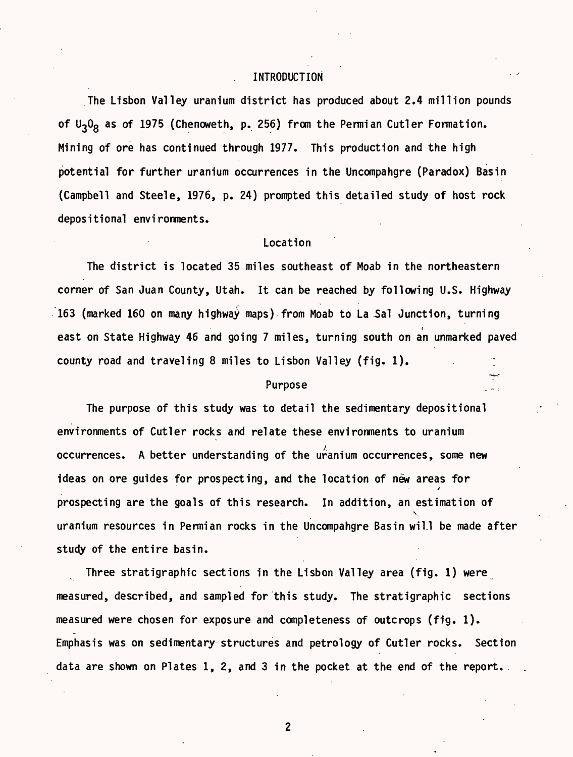# INTRODUCTION

The Lisbon Valley uranium district has produced about 2.4 million pounds of $U_3O_8$ as of 1975 (Chenoweth, p. 256) from the Permian Cutler Formation. Mining of ore has continued through 1977. This production and the high potential for further uranium occurrences in the Uncompahgre (Paradox) Basin (Campbell and Steele, 1976, p. 24) prompted this detailed study of host rock depositional environments.

## Location

The district is located 35 miles southeast of Moab in the northeastern corner of San Juan County, Utah. It can be reached by following U.S. Highway 163 (marked 160 on many highway maps) from Moab to La Sal Junction, turning east on State Highway 46 and going 7 miles, turning south on an unmarked paved county road and traveling 8 miles to Lisbon Valley (fig. 1).

## Purpose

The purpose of this study was to detail the sedimentary depositional environments of Cutler rocks and relate these environments to uranium occurrences. A better understanding of the uranium occurrences, some new ideas on ore guides for prospecting, and the location of new areas for prospecting are the goals of this research. In addition, an estimation of uranium resources in Permian rocks in the Uncompahgre Basin will be made after study of the entire basin.

Three stratigraphic sections in the Lisbon Valley area (fig. 1) were measured, described, and sampled for this study. The stratigraphic sections measured were chosen for exposure and completeness of outcrops (fig. 1). Emphasis was on sedimentary structures and petrology of Cutler rocks. Section data are shown on Plates 1, 2, and 3 in the pocket at the end of the report.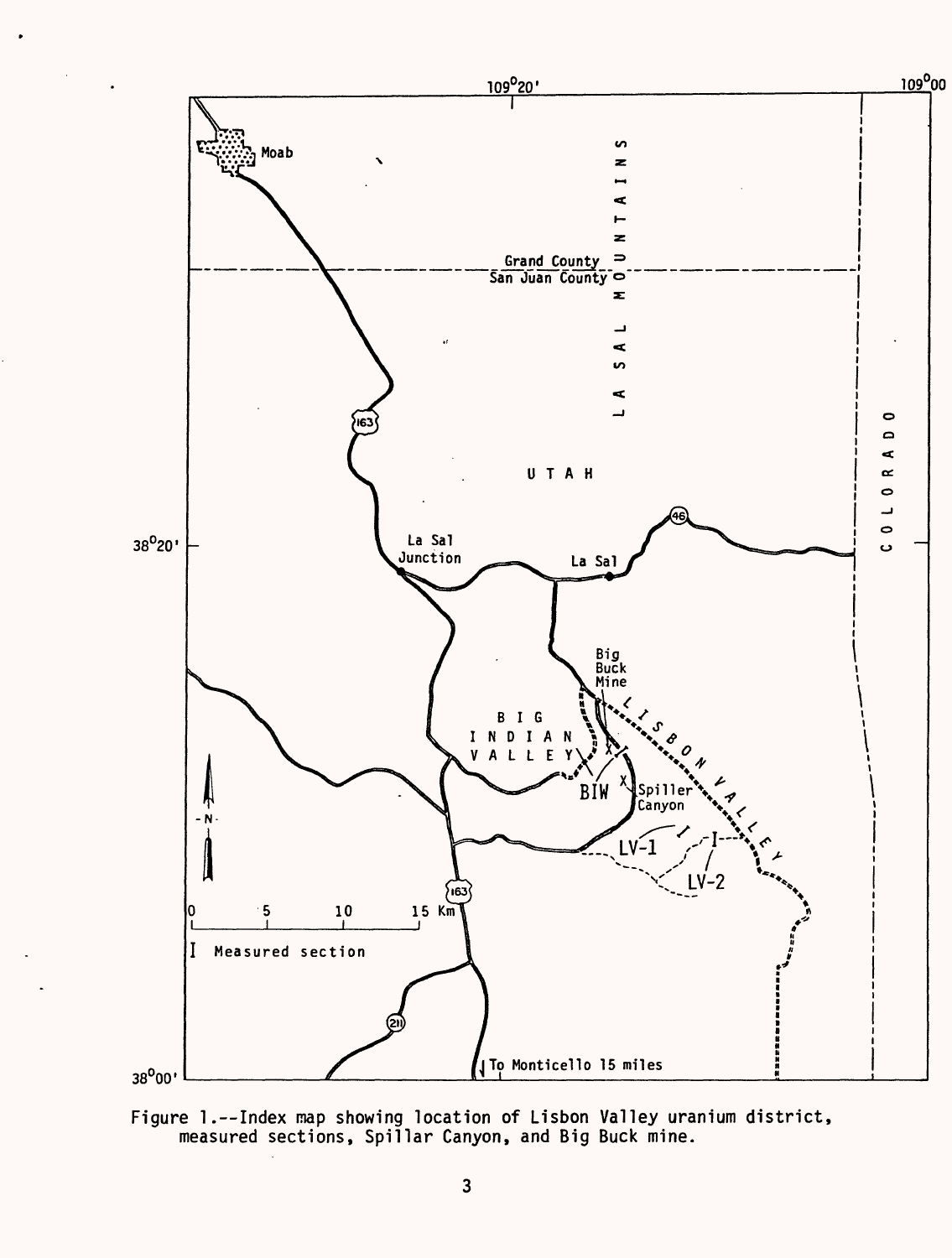Figure 1.--Index map showing location of Lisbon Valley uranium district, measured sections, Spillar Canyon, and Big Buck mine.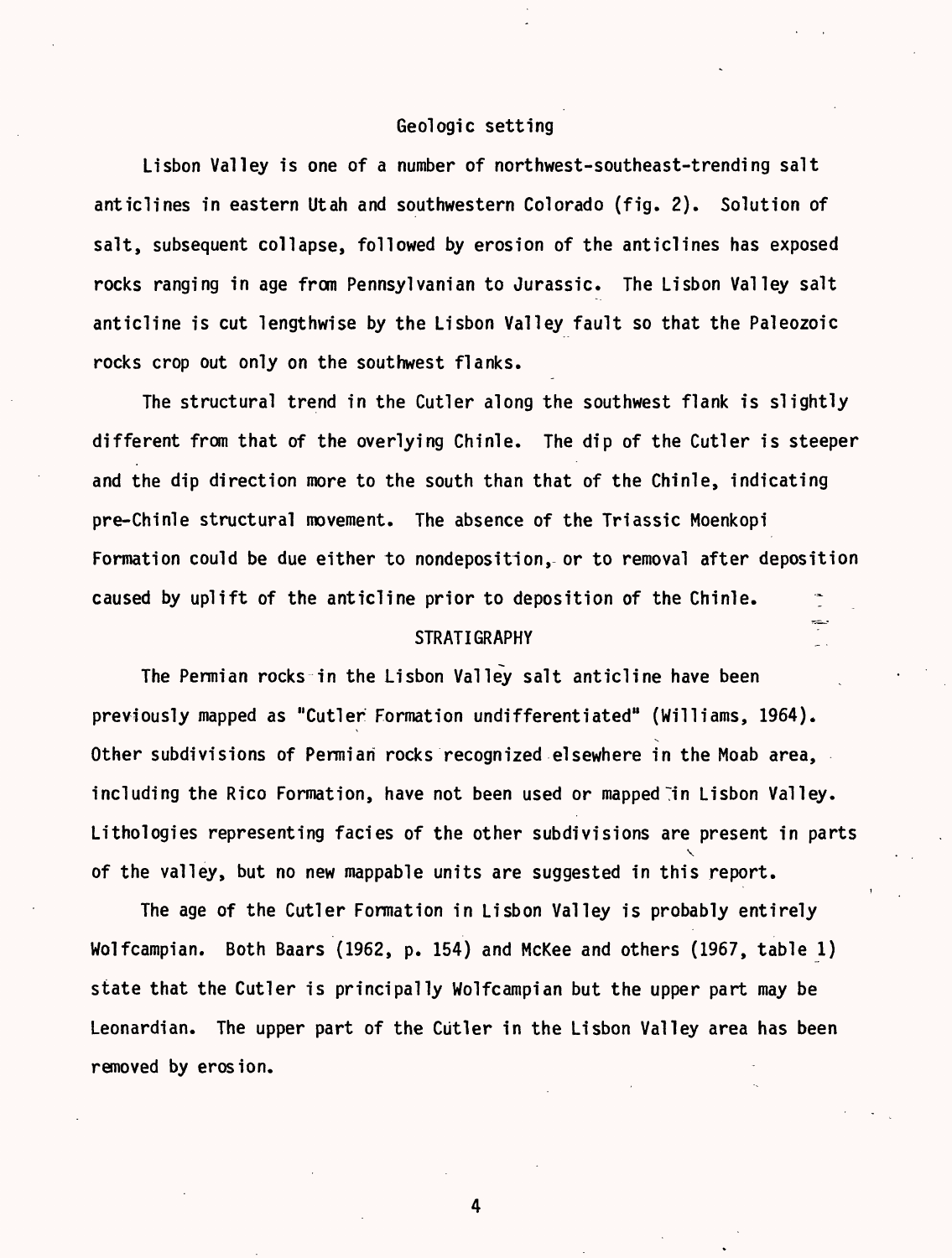## Geologic setting

Lisbon Valley is one of a number of northwest-southeast-trending salt anticlines in eastern Utah and southwestern Colorado (fig. 2). Solution of salt, subsequent collapse, followed by erosion of the anticlines has exposed rocks ranging in age from Pennsylvanian to Jurassic. The Lisbon Valley salt anticline is cut lengthwise by the Lisbon Valley fault so that the Paleozoic rocks crop out only on the southwest flanks.

The structural trend in the Cutler along the southwest flank is slightly different from that of the overlying Chinle. The dip of the Cutler is steeper and the dip direction more to the south than that of the Chinle, indicating pre-Chinle structural movement. The absence of the Triassic Moenkopi Formation could be due either to nondeposition, or to removal after deposition caused by uplift of the anticline prior to deposition of the Chinle.

## STRATIGRAPHY

The Permian rocks in the Lisbon Valley salt anticline have been previously mapped as "Cutler Formation undifferentiated" (Williams, 1964). Other subdivisions of Permian rocks recognized elsewhere in the Moab area, including the Rico Formation, have not been used or mapped in Lisbon Valley. Lithologies representing facies of the other subdivisions are present in parts of the valley, but no new mappable units are suggested in this report.

The age of the Cutler Formation in Lisbon Valley is probably entirely Wolfcampian. Both Baars (1962, p. 154) and McKee and others (1967, table 1) state that the Cutler is principally Wolfcampian but the upper part may be Leonardian. The upper part of the Cutler in the Lisbon Valley area has been removed by erosion.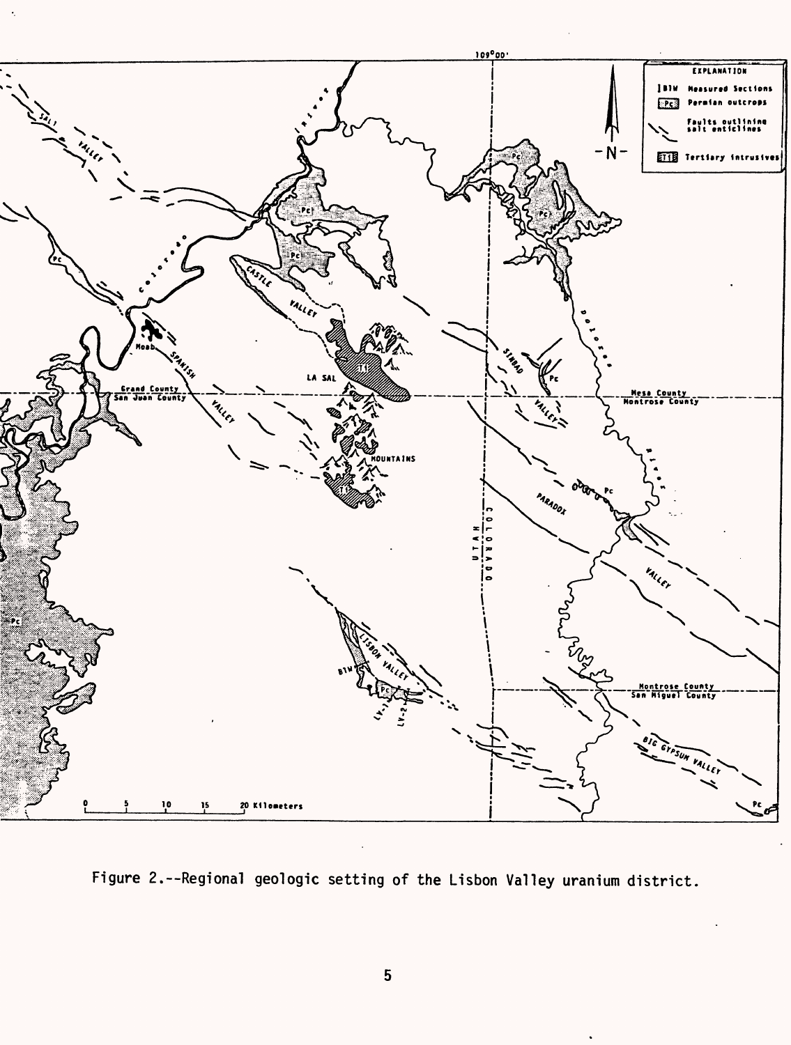Figure 2.--Regional geologic setting of the Lisbon Valley uranium district.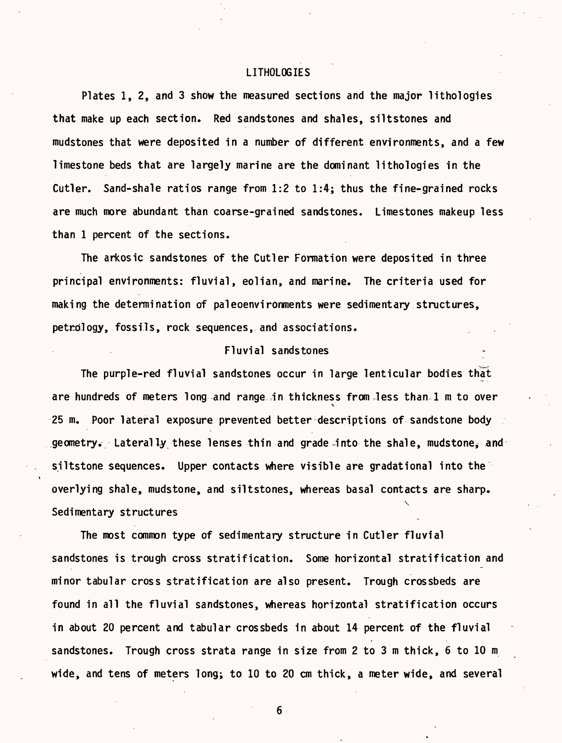## LITHOLOGIES

Plates 1, 2, and 3 show the measured sections and the major lithologies that make up each section. Red sandstones and shales, siltstones and mudstones that were deposited in a number of different environments, and a few limestone beds that are largely marine are the dominant lithologies in the Cutler. Sand-shale ratios range from 1:2 to 1:4; thus the fine-grained rocks are much more abundant than coarse-grained sandstones. Limestones makeup less than 1 percent of the sections.

The arkosic sandstones of the Cutler Formation were deposited in three principal environments: fluvial, eolian, and marine. The criteria used for making the determination of paleoenvironments were sedimentary structures, petrology, fossils, rock sequences, and associations.

### Fluvial sandstones

The purple-red fluvial sandstones occur in large lenticular bodies that are hundreds of meters long and range in thickness from less than 1 m to over 25 m. Poor lateral exposure prevented better descriptions of sandstone body geometry. Laterally these lenses thin and grade into the shale, mudstone, and siltstone sequences. Upper contacts where visible are gradational into the overlying shale, mudstone, and siltstones, whereas basal contacts are sharp.

#### Sedimentary structures

The most common type of sedimentary structure in Cutler fluvial sandstones is trough cross stratification. Some horizontal stratification and minor tabular cross stratification are also present. Trough crossbeds are found in all the fluvial sandstones, whereas horizontal stratification occurs in about 20 percent and tabular crossbeds in about 14 percent of the fluvial sandstones. Trough cross strata range in size from 2 to 3 m thick, 6 to 10 m wide, and tens of meters long; to 10 to 20 cm thick, a meter wide, and several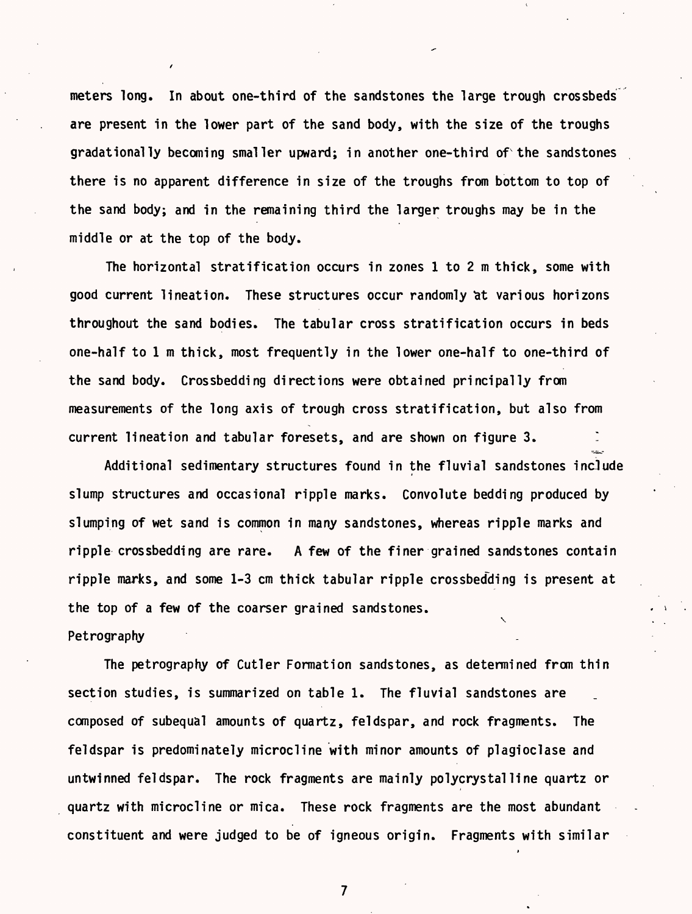meters long. In about one-third of the sandstones the large trough crossbeds are present in the lower part of the sand body, with the size of the troughs gradationally becoming smaller upward; in another one-third of the sandstones there is no apparent difference in size of the troughs from bottom to top of the sand body; and in the remaining third the larger troughs may be in the middle or at the top of the body.

The horizontal stratification occurs in zones 1 to 2 m thick, some with good current lineation. These structures occur randomly at various horizons throughout the sand bodies. The tabular cross stratification occurs in beds one-half to 1 m thick, most frequently in the lower one-half to one-third of the sand body. Crossbedding directions were obtained principally from measurements of the long axis of trough cross stratification, but also from current lineation and tabular foresets, and are shown on figure 3.

Additional sedimentary structures found in the fluvial sandstones include slump structures and occasional ripple marks. Convolute bedding produced by slumping of wet sand is common in many sandstones, whereas ripple marks and ripple crossbedding are rare. A few of the finer grained sandstones contain ripple marks, and some 1-3 cm thick tabular ripple crossbedding is present at the top of a few of the coarser grained sandstones.

Petrography

The petrography of Cutler Formation sandstones, as determined from thin section studies, is summarized on table 1. The fluvial sandstones are composed of subequal amounts of quartz, feldspar, and rock fragments. The feldspar is predominately microcline with minor amounts of plagioclase and untwinned feldspar. The rock fragments are mainly polycrystalline quartz or quartz with microcline or mica. These rock fragments are the most abundant constituent and were judged to be of igneous origin. Fragments with similar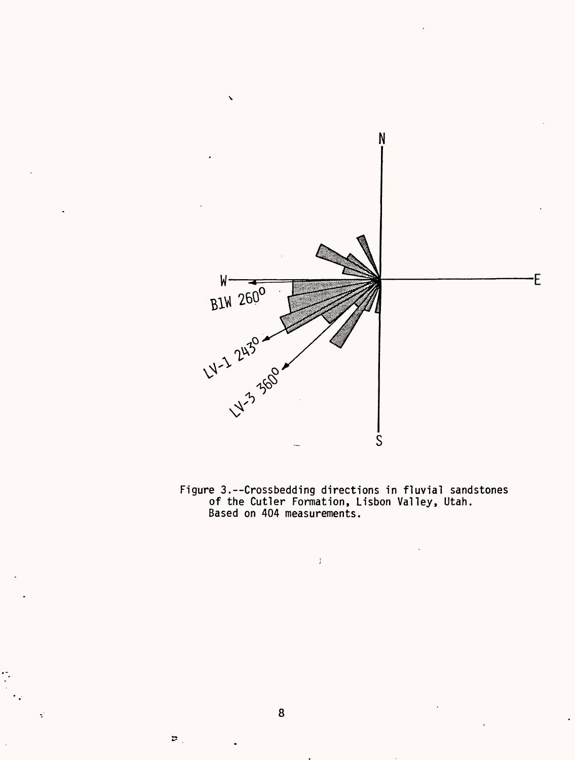Figure 3.--Crossbedding directions in fluvial sandstones of the Cutler Formation, Lisbon Valley, Utah. Based on 404 measurements.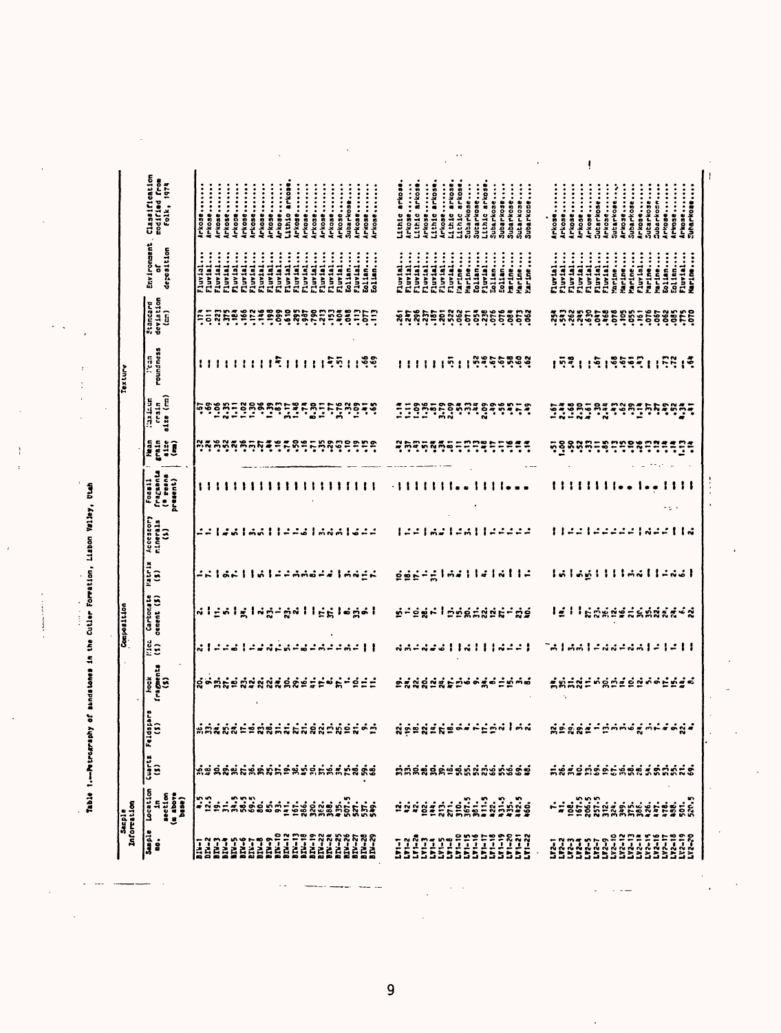Table 1.--Petrography of sandstones in the Cutler Formation, Lisbon Valley, Utah

| Sample Information | | Composition | | | | | | | | Texture | | | | | |
|---|---|---|---|---|---|---|---|---|---|---|---|---|---|---|---|
| Sample no. | Location in section (m above base) | Quartz (%) | Feldspars (%) | Rock fragments (%) | Mica (%) | Carbonate cement (%) | Matrix (%) | Accessory minerals (%) | Fossil fragments (• means present) | Mean grain size (mm) | Maximum grain size (mm) | Mean roundness | Standard deviation (mm) | Environment of deposition | Classification modified from Folk, 1974 |
| BIW-1 | 4.5 | 36. | 36. | 20. | 2. | 2. | 1. | 1. | -- | .32 | .67 | -- | .174 | Fluvial... | Arkose........ |
| BIW-2 | 12.5 | 33. | 33. | 9. | 1. | 7. | 7. | 1. | -- | .24 | .69 | -- | .011 | Fluvial... | Arkose........ |
| BIW-3 | 19. | 30. | 24. | 33. | 1. | 11. | -- | -- | -- | .36 | 1.06 | -- | .223 | Fluvial... | Arkose........ |
| BIW-4 | 31. | 29. | 25. | 27. | 1. | 5. | 9. | 4. | -- | .52 | 2.35 | -- | .375 | Fluvial... | Arkose........ |
| BIW-5 | 34.5 | 38. | 24. | 16. | 8. | -- | 7. | 5. | -- | .24 | 1.11 | -- | .184 | Fluvial... | Arkose........ |
| BIW-6 | 56.5 | 27. | 17. | 23. | 1. | 34. | -- | 1. | -- | .36 | 1.02 | -- | .166 | Fluvial... | Arkose........ |
| BIW-7 | 59.5 | 36. | 16. | 32. | 1. | -- | -- | 3. | -- | .31 | 1.30 | -- | .172 | Fluvial... | Arkose........ |
| BIW-8 | 80. | 35. | 23. | 22. | 2. | 2. | 5. | 5. | -- | .27 | .96 | -- | .146 | Fluvial... | Arkose........ |
| BIW-9 | 85. | 25. | 26. | 24. | 7. | 23. | -- | -- | -- | .44 | 1.39 | -- | .198 | Fluvial... | Arkose........ |
| BIW-10 | 93. | 37. | 31. | 30. | 5. | 1. | 1. | -- | -- | .16 | .83 | .47 | .099 | Fluvial... | Arkose........ |
| BIW-12 | 141. | 19. | 21. | 29. | 1. | 23. | 1. | 1. | -- | .16 | 3.17 | -- | .610 | Fluvial... | Lithic arkose. |
| BIW-13 | 167. | 36. | 27. | 16. | 8. | 2. | 3. | 1. | -- | .50 | 1.48 | -- | .295 | Fluvial... | Arkose........ |
| BIW-18 | 286. | 45. | 21. | 41. | 1. | -- | 3. | 6. | -- | .16 | .74 | -- | .987 | Fluvial... | Arkose........ |
| BIW-19 | 320. | 30. | 20. | 17. | 3. | -- | 6. | -- | -- | .71 | 8.30 | -- | .790 | Fluvial... | Arkose........ |
| BIW-22 | 362. | 37. | 22. | 6. | 1. | 17. | 1. | 3. | -- | .35 | 1.11 | -- | .213 | Fluvial... | Arkose........ |
| BIW-24 | 388. | 36. | 13. | 37. | 3. | 37. | 4. | 2. | -- | .29 | .77 | .47 | .153 | Fluvial... | Arkose........ |
| BIW-25 | 435. | 34. | 25. | 1. | 1. | 1. | -- | 3. | -- | .63 | 3.76 | .51 | .404 | Fluvial... | Arkose........ |
| BIW-26 | 507.5 | 35. | 10. | 10. | 1. | 6. | 3. | -- | -- | .10 | .32 | -- | .048 | Eolian.... | Subarkose..... |
| BIW-27 | 527. | 28. | 21. | 11. | 3. | 33. | 2. | 6. | -- | .15 | 1.09 | -- | .113 | Fluvial... | Arkose........ |
| BIW-28 | 537. | 59. | 9. | 11. | -- | 9. | 11. | 1. | -- | .15 | .41 | .66 | .077 | Eolian.... | Arkose........ |
| BIW-29 | 549. | 68. | 13. | 11. | -- | -- | 7. | 1. | -- | .19 | .65 | .69 | .113 | Eolian.... | Arkose........ |
| LV1-1 | 12. | 33. | 22. | 19. | 2. | 15. | 10. | 1. | -- | .42 | 1.14 | -- | .261 | Fluvial... | Lithic arkose. |
| LV1-2 | 42. | 33. | 19. | 24. | 3. | 1. | 18. | 1. | -- | .37 | 1.11 | -- | .247 | Fluvial... | Arkose........ |
| LV1-2a | 42. | 30. | 18. | 22. | 1. | 10. | 17. | 1. | -- | .43 | 1.09 | -- | .296 | Fluvial... | Lithic arkose. |
| LV1-3 | 102. | 28. | 22. | 20. | 2. | 28. | 1. | -- | -- | .51 | 1.36 | -- | .237 | Fluvial... | Arkose........ |
| LV1-4 | 194. | 30. | 14. | 12. | 4. | 7. | 31. | 3. | -- | .29 | 1.01 | -- | .187 | Fluvial... | Lithic arkose. |
| LV1-5 | 213. | 39. | 27. | 24. | 6. | -- | -- | 1. | -- | .34 | 3.79 | -- | .201 | Fluvial... | Arkose........ |
| LV1-8 | 271. | 16. | 18. | 47. | -- | 13. | 3. | 1. | -- | .38 | 2.09 | -- | .522 | Fluvial... | Lithic arkose. |
| LV1-10 | 310. | 58. | 9. | 13. | -- | 15. | 4. | 3. | -- | .81 | .58 | -- | .062 | Marine.... | Lithic arkose. |
| LV1-15 | 367.5 | 55. | 4. | 6. | 2. | 30. | -- | -- | • | .11 | .33 | .51 | .071 | Marine.... | Subarkose..... |
| LV1-16 | 381. | 52. | 7. | 9. | -- | 31. | -- | -- | • | .13 | .44 | -- | .054 | Eolian.... | Subarkose..... |
| LV1-17 | 411.5 | 23. | 17. | 34. | -- | 22. | 4. | 1. | -- | .13 | 2.09 | -- | .238 | Fluvial... | Lithic arkose. |
| LV1-18 | 422. | 66. | 13. | 6. | -- | 12. | -- | 1. | -- | .48 | .49 | .52 | .076 | Eolian.... | Subarkose..... |
| LV1-19 | 431.5 | 55. | 2. | 11. | 2. | 27. | 2. | 1. | -- | .11 | .56 | .46 | .076 | Eolian.... | Subarkose..... |
| LV1-20 | 435. | 66. | -- | 15. | 2. | 1. | -- | 1. | • | .16 | .95 | .67 | .048 | Marine.... | Subarkose..... |
| LV1-21 | 442.5 | 69. | 3. | 3. | -- | 23. | -- | 1. | • | .18 | .71 | .58 | .073 | Marine.... | Subarkose..... |
| LV1-22 | 460. | 48. | 2. | 6. | -- | 40. | 1. | 1. | • | .14 | .49 | .62 | .062 | Marine.... | Subarkose..... |
| LV2-1 | 7. | 31. | 32. | 34. | 3. | -- | -- | -- | -- | .51 | 1.67 | -- | .254 | Fluvial... | Arkose........ |
| LV2-2 | 41. | 26. | 19. | 35. | -- | 18. | 5. | -- | -- | 1.00 | 2.44 | .51 | .543 | Fluvial... | Arkose........ |
| LV2-3 | 108. | 34. | 29. | 31. | 3. | -- | -- | 1. | -- | .60 | 1.68 | .48 | .262 | Fluvial... | Arkose........ |
| LV2-4 | 167.5 | 40. | 29. | 22. | 3. | -- | 5. | 1. | -- | .52 | 2.30 | -- | .245 | Fluvial... | Arkose........ |
| LV2-5 | 206.5 | 33. | 14. | 11. | -- | 27. | 15. | -- | -- | .90 | 4.61 | -- | .630 | Fluvial... | Arkose........ |
| LV2-7 | 257.5 | 69. | -- | 5. | 1. | 23. | -- | 1. | -- | .33 | .31 | .67 | .047 | Fluvial... | Subarkose..... |
| LV2-9 | 312. | 19. | 13. | 30. | 2. | 35. | -- | 1. | -- | .11 | 2.30 | -- | .468 | Fluvial... | Arkose........ |
| LV2-10 | 324. | 67. | 3. | 13. | 2. | 12. | -- | 1. | • | .05 | .38 | .68 | .078 | Marine.... | Subarkose..... |
| LV2-12 | 349. | 36. | 3. | 14. | 1. | 46. | -- | 1. | • | .15 | .43 | .67 | .105 | Marine.... | Subarkose..... |
| LV2-13 | 375. | 58. | 6. | 10. | 2. | 21. | -- | 1. | -- | .10 | .62 | .61 | .055 | Marine.... | Subarkose..... |
| LV2-14 | 386. | 58. | 24. | 12. | 3. | 30. | 3. | -- | • | .26 | .39 | .43 | .161 | Fluvial... | Arkose........ |
| LV2-15 | 426. | 54. | 3. | 5. | 1. | 35. | 2. | 2. | • | .12 | 1.14 | -- | .076 | Marine.... | Subarkose..... |
| LV2-16 | 447. | 59. | 7. | 6. | 1. | 32. | -- | 1. | -- | .15 | .37 | -- | .067 | Marine.... | Subarkose..... |
| LV2-17 | 478. | 53. | 4. | 17. | -- | 24. | 1. | 1. | -- | .14 | .27 | .73 | .062 | Eolian.... | Subarkose..... |
| LV2-18 | 488. | 55. | 9. | 15. | 1. | 24. | 2. | -- | -- | .16 | .95 | .72 | .085 | Eolian.... | Arkose........ |
| LV2-19 | 501. | 21. | 22. | 44. | -- | 6. | 6. | -- | -- | 1.13 | 4.31 | -- | .775 | Fluvial... | Arkose........ |
| LV2-20 | 520.5 | 69. | 4. | 6. | -- | 22. | -- | 2. | -- | .14 | .81 | .64 | .070 | Marine.... | Subarkose..... |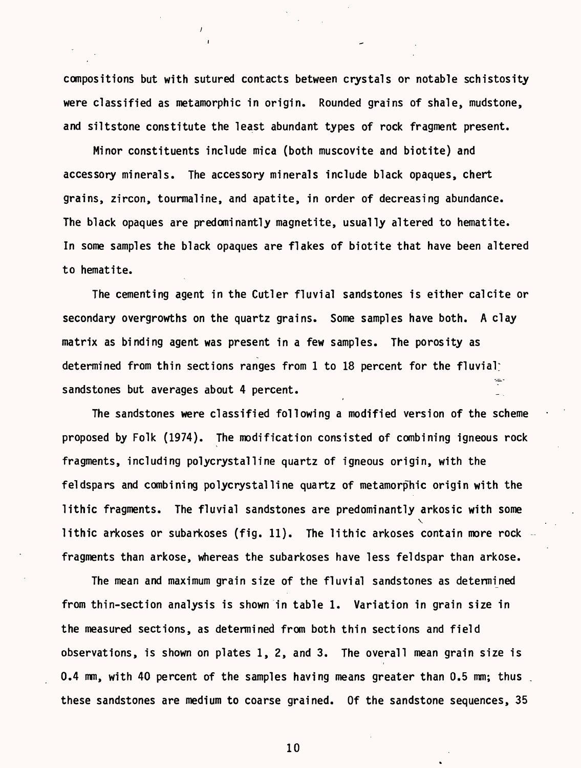compositions but with sutured contacts between crystals or notable schistosity were classified as metamorphic in origin. Rounded grains of shale, mudstone, and siltstone constitute the least abundant types of rock fragment present.

Minor constituents include mica (both muscovite and biotite) and accessory minerals. The accessory minerals include black opaques, chert grains, zircon, tourmaline, and apatite, in order of decreasing abundance. The black opaques are predominantly magnetite, usually altered to hematite. In some samples the black opaques are flakes of biotite that have been altered to hematite.

The cementing agent in the Cutler fluvial sandstones is either calcite or secondary overgrowths on the quartz grains. Some samples have both. A clay matrix as binding agent was present in a few samples. The porosity as determined from thin sections ranges from 1 to 18 percent for the fluvial sandstones but averages about 4 percent.

The sandstones were classified following a modified version of the scheme proposed by Folk (1974). The modification consisted of combining igneous rock fragments, including polycrystalline quartz of igneous origin, with the feldspars and combining polycrystalline quartz of metamorphic origin with the lithic fragments. The fluvial sandstones are predominantly arkosic with some lithic arkoses or subarkoses (fig. 11). The lithic arkoses contain more rock fragments than arkose, whereas the subarkoses have less feldspar than arkose.

The mean and maximum grain size of the fluvial sandstones as determined from thin-section analysis is shown in table 1. Variation in grain size in the measured sections, as determined from both thin sections and field observations, is shown on plates 1, 2, and 3. The overall mean grain size is 0.4 mm, with 40 percent of the samples having means greater than 0.5 mm; thus these sandstones are medium to coarse grained. Of the sandstone sequences, 35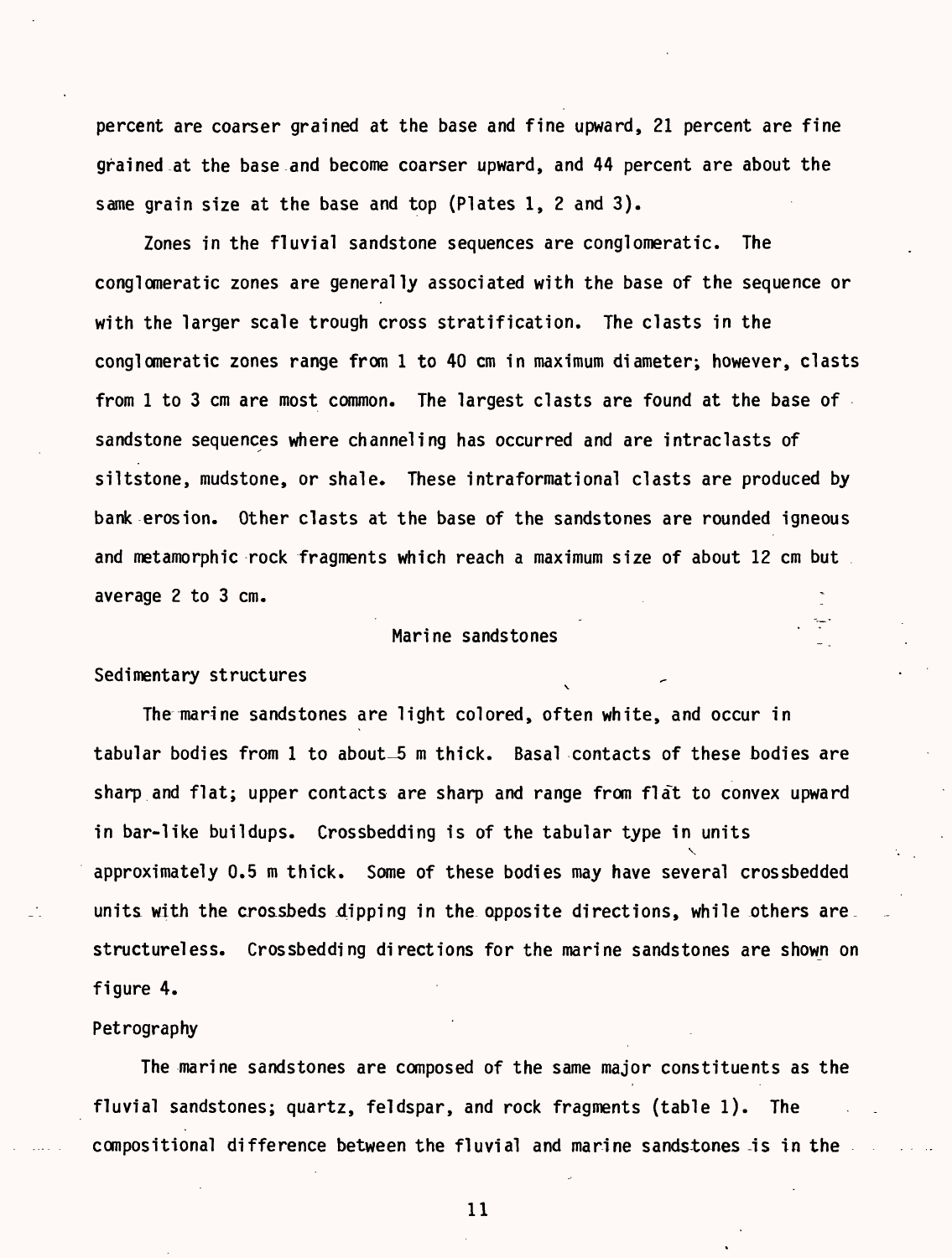percent are coarser grained at the base and fine upward, 21 percent are fine grained at the base and become coarser upward, and 44 percent are about the same grain size at the base and top (Plates 1, 2 and 3).

Zones in the fluvial sandstone sequences are conglomeratic. The conglomeratic zones are generally associated with the base of the sequence or with the larger scale trough cross stratification. The clasts in the conglomeratic zones range from 1 to 40 cm in maximum diameter; however, clasts from 1 to 3 cm are most common. The largest clasts are found at the base of sandstone sequences where channeling has occurred and are intraclasts of siltstone, mudstone, or shale. These intraformational clasts are produced by bank erosion. Other clasts at the base of the sandstones are rounded igneous and metamorphic rock fragments which reach a maximum size of about 12 cm but average 2 to 3 cm.

## Marine sandstones

### Sedimentary structures

The marine sandstones are light colored, often white, and occur in tabular bodies from 1 to about 5 m thick. Basal contacts of these bodies are sharp and flat; upper contacts are sharp and range from flat to convex upward in bar-like buildups. Crossbedding is of the tabular type in units approximately 0.5 m thick. Some of these bodies may have several crossbedded units with the crossbeds dipping in the opposite directions, while others are structureless. Crossbedding directions for the marine sandstones are shown on figure 4.

### Petrography

The marine sandstones are composed of the same major constituents as the fluvial sandstones; quartz, feldspar, and rock fragments (table 1). The compositional difference between the fluvial and marine sandstones is in the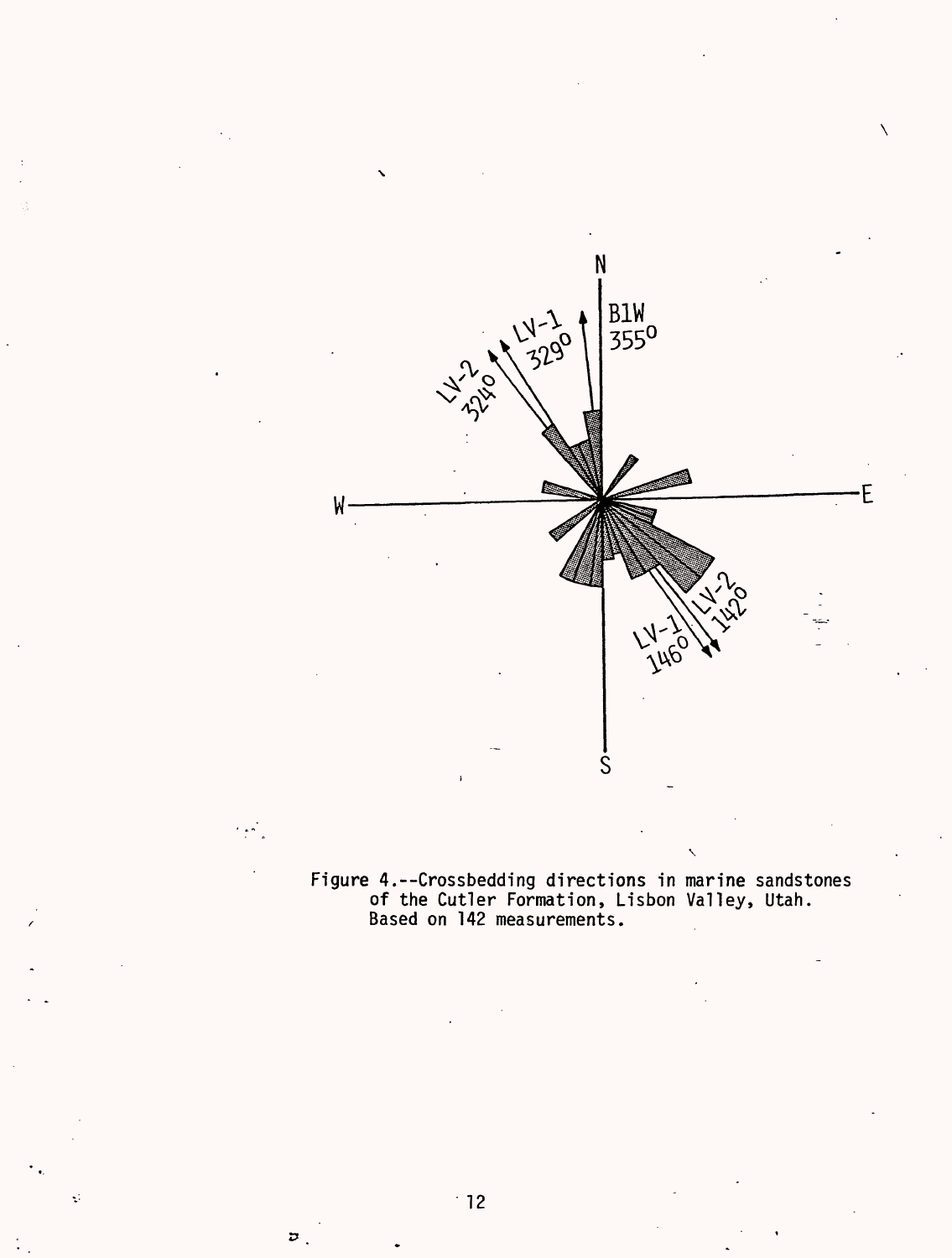Figure 4.--Crossbedding directions in marine sandstones of the Cutler Formation, Lisbon Valley, Utah. Based on 142 measurements.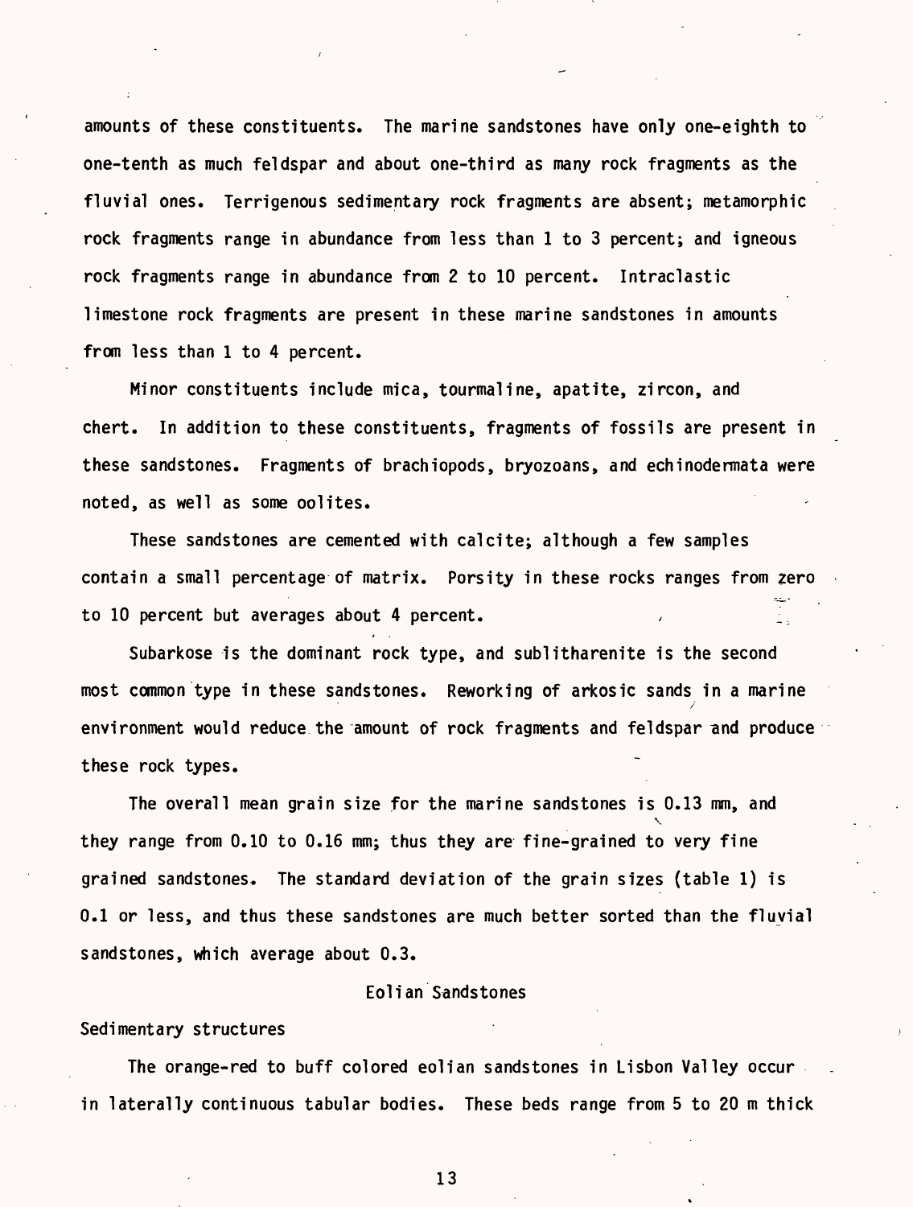amounts of these constituents. The marine sandstones have only one-eighth to one-tenth as much feldspar and about one-third as many rock fragments as the fluvial ones. Terrigenous sedimentary rock fragments are absent; metamorphic rock fragments range in abundance from less than 1 to 3 percent; and igneous rock fragments range in abundance from 2 to 10 percent. Intraclastic limestone rock fragments are present in these marine sandstones in amounts from less than 1 to 4 percent.

Minor constituents include mica, tourmaline, apatite, zircon, and chert. In addition to these constituents, fragments of fossils are present in these sandstones. Fragments of brachiopods, bryozoans, and echinodermata were noted, as well as some oolites.

These sandstones are cemented with calcite; although a few samples contain a small percentage of matrix. Porsity in these rocks ranges from zero to 10 percent but averages about 4 percent.

Subarkose is the dominant rock type, and sublitharenite is the second most common type in these sandstones. Reworking of arkosic sands in a marine environment would reduce the amount of rock fragments and feldspar and produce these rock types.

The overall mean grain size for the marine sandstones is 0.13 mm, and they range from 0.10 to 0.16 mm; thus they are fine-grained to very fine grained sandstones. The standard deviation of the grain sizes (table 1) is 0.1 or less, and thus these sandstones are much better sorted than the fluvial sandstones, which average about 0.3.

## Eolian Sandstones

### Sedimentary structures

The orange-red to buff colored eolian sandstones in Lisbon Valley occur in laterally continuous tabular bodies. These beds range from 5 to 20 m thick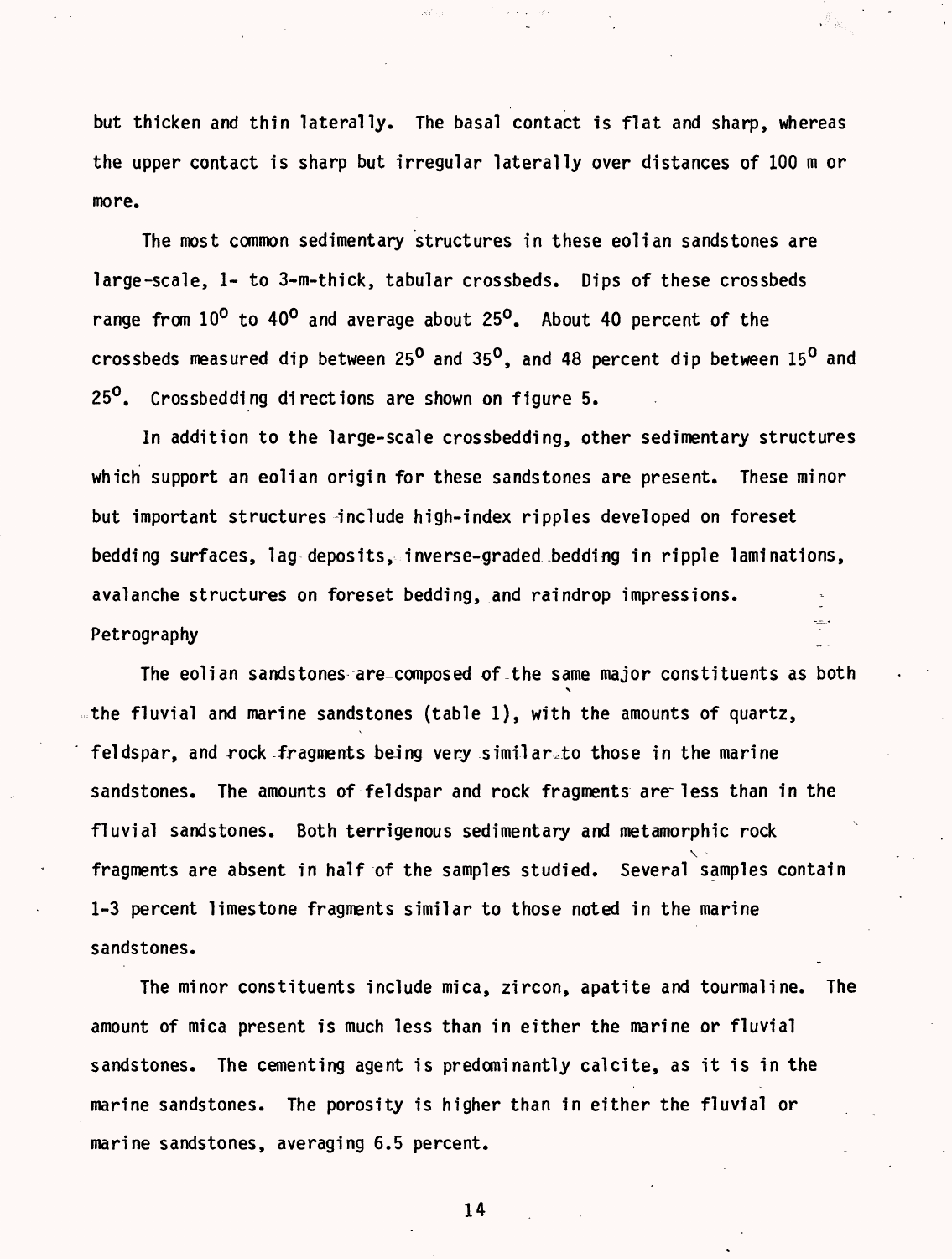but thicken and thin laterally. The basal contact is flat and sharp, whereas the upper contact is sharp but irregular laterally over distances of 100 m or more.

The most common sedimentary structures in these eolian sandstones are large-scale, 1- to 3-m-thick, tabular crossbeds. Dips of these crossbeds range from $10^{o}$ to $40^{o}$ and average about $25^{o}$. About 40 percent of the crossbeds measured dip between $25^{o}$ and $35^{o}$, and 48 percent dip between $15^{o}$ and $25^{o}$. Crossbedding directions are shown on figure 5.

In addition to the large-scale crossbedding, other sedimentary structures which support an eolian origin for these sandstones are present. These minor but important structures include high-index ripples developed on foreset bedding surfaces, lag deposits, inverse-graded bedding in ripple laminations, avalanche structures on foreset bedding, and raindrop impressions.

### Petrography

The eolian sandstones are composed of the same major constituents as both the fluvial and marine sandstones (table 1), with the amounts of quartz, feldspar, and rock fragments being very similar to those in the marine sandstones. The amounts of feldspar and rock fragments are less than in the fluvial sandstones. Both terrigenous sedimentary and metamorphic rock fragments are absent in half of the samples studied. Several samples contain 1-3 percent limestone fragments similar to those noted in the marine sandstones.

The minor constituents include mica, zircon, apatite and tourmaline. The amount of mica present is much less than in either the marine or fluvial sandstones. The cementing agent is predominantly calcite, as it is in the marine sandstones. The porosity is higher than in either the fluvial or marine sandstones, averaging 6.5 percent.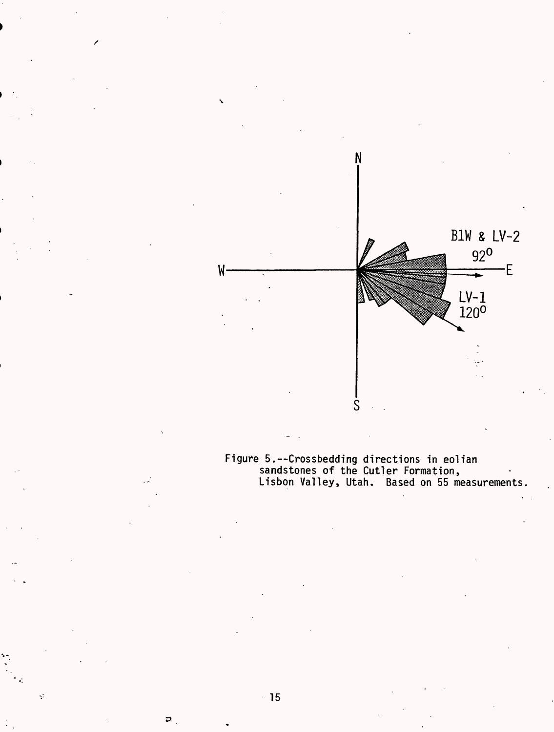Figure 5.--Crossbedding directions in eolian sandstones of the Cutler Formation, Lisbon Valley, Utah. Based on 55 measurements.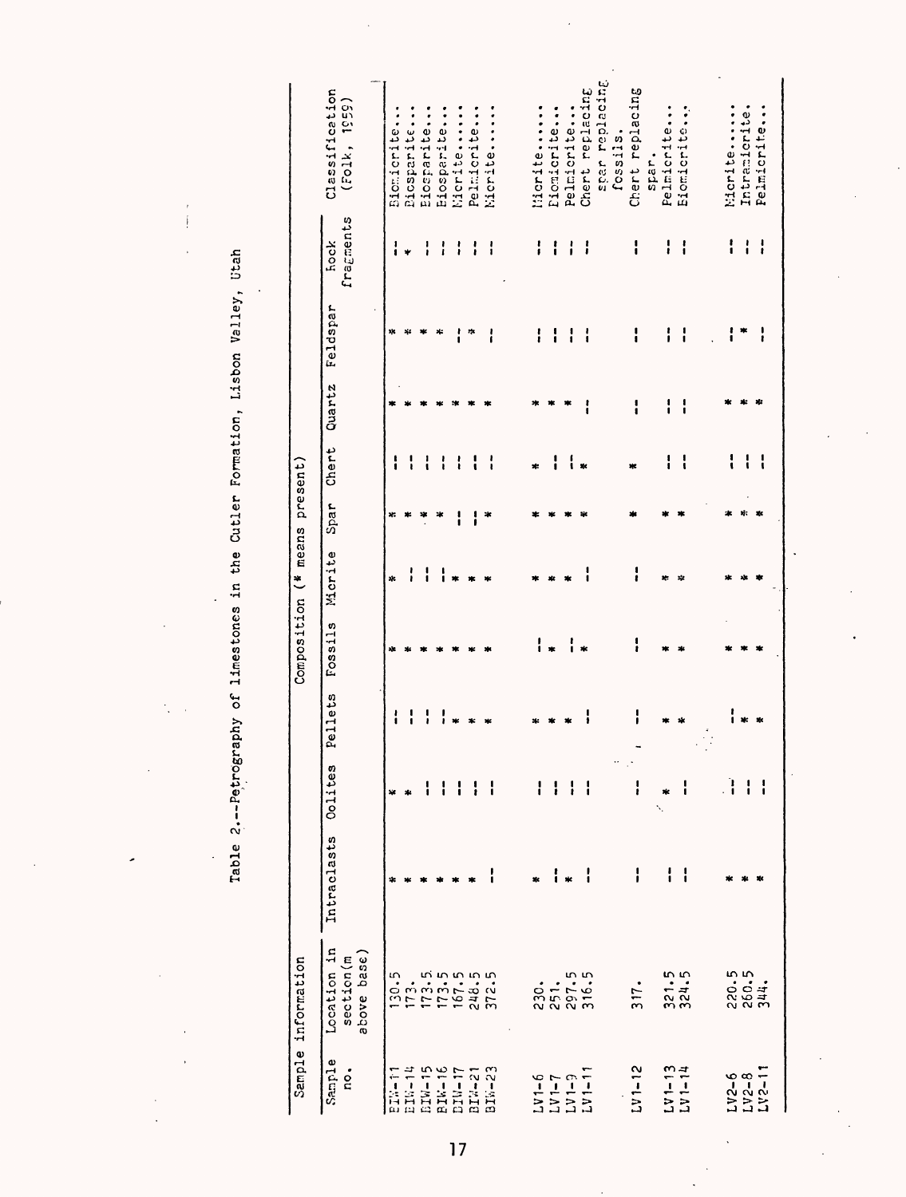Table 2.--Petrography of limestones in the Cutler Formation, Lisbon Valley, Utah

| Sample information | | Composition (* means present) | | | | | | | | | | |
|---|---|---|---|---|---|---|---|---|---|---|---|---|
| Sample no. | Location in section (m above base) | Intraclasts | Oolites | Pellets | Fossils | Micrite | Spar | Chert | Quartz | Feldspar | Rock fragments | Classification (Folk, 1959) |
| BIW-11 | 130.5 | * | * | -- | * | * | * | -- | * | * | -- | Biomicrite |
| BIW-14 | 173. | * | * | -- | * | -- | * | -- | * | * | * | Biosparite |
| BIW-15 | 173.5 | * | -- | -- | * | -- | * | -- | * | * | -- | Biosparite |
| BIW-16 | 173.5 | * | -- | -- | * | -- | * | -- | * | * | -- | Biosparite |
| BIW-17 | 167.5 | * | -- | * | * | * | -- | -- | * | -- | -- | Micrite |
| BIW-21 | 248.5 | * | -- | * | * | * | -- | -- | * | * | -- | Pelmicrite |
| BIW-23 | 372.5 | -- | -- | * | * | * | * | -- | * | -- | -- | Micrite |
| LV1-6 | 230. | * | -- | * | -- | * | * | * | * | -- | -- | Micrite |
| LV1-7 | 251. | -- | -- | * | * | * | * | -- | * | -- | -- | Biomicrite |
| LV1-9 | 297.5 | * | -- | * | -- | * | * | -- | * | -- | -- | Pelmicrite |
| LV1-11 | 316.5 | -- | -- | -- | * | -- | * | * | -- | -- | -- | Chert replacing spar replacing fossils. |
| LV1-12 | 317. | -- | -- | -- | -- | -- | * | * | -- | -- | -- | Chert replacing spar. |
| LV1-13 | 321.5 | -- | * | * | * | * | * | -- | -- | -- | -- | Pelmicrite |
| LV1-14 | 324.5 | -- | -- | * | * | * | * | -- | -- | -- | -- | Biomicrite |
| LV2-6 | 220.5 | * | -- | -- | * | * | * | -- | * | -- | -- | Micrite |
| LV2-8 | 260.5 | * | -- | * | * | * | * | -- | * | * | -- | Intramicrite |
| LV2-11 | 344. | * | -- | * | * | * | * | -- | * | -- | -- | Pelmicrite |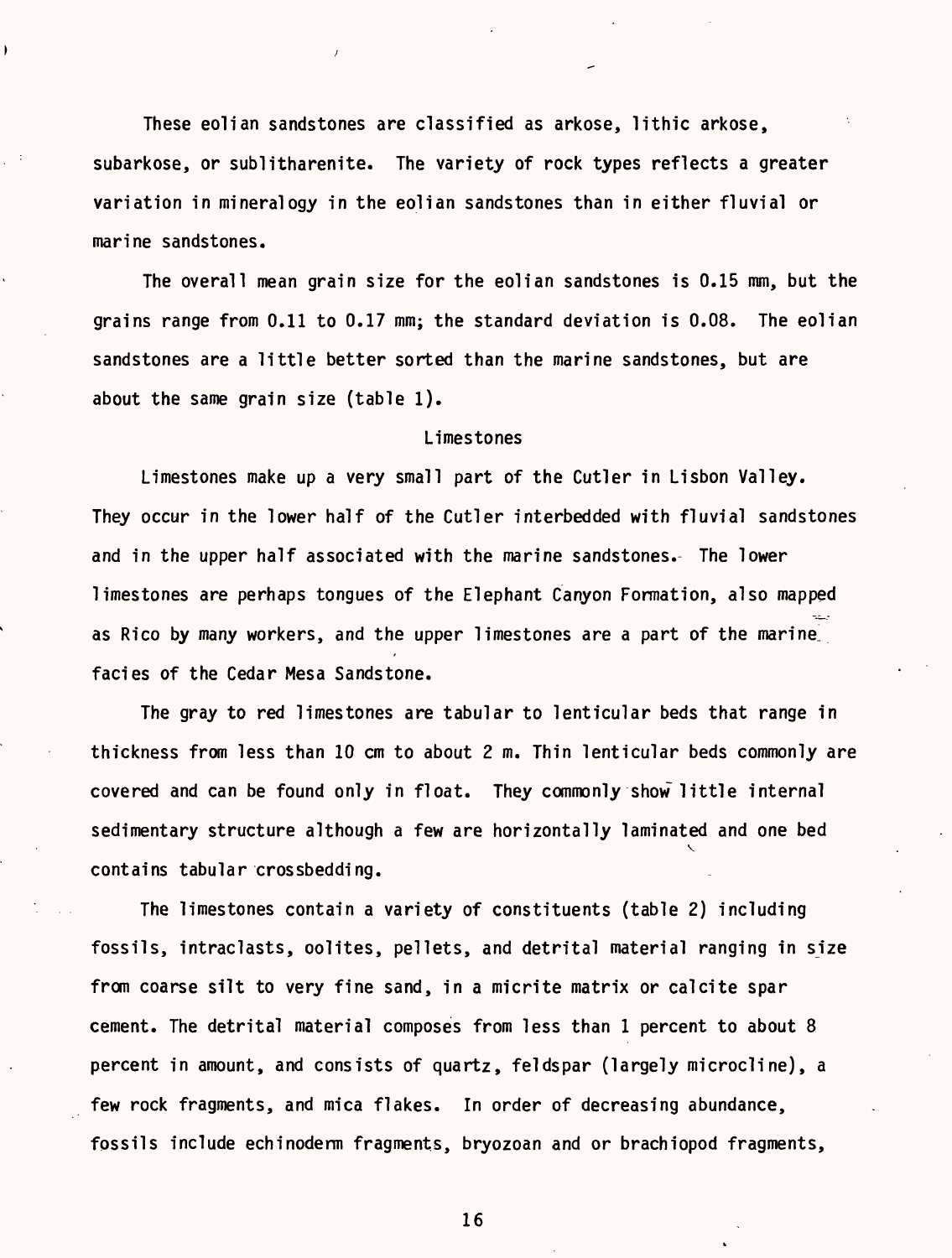These eolian sandstones are classified as arkose, lithic arkose, subarkose, or sublitharenite. The variety of rock types reflects a greater variation in mineralogy in the eolian sandstones than in either fluvial or marine sandstones.

The overall mean grain size for the eolian sandstones is 0.15 mm, but the grains range from 0.11 to 0.17 mm; the standard deviation is 0.08. The eolian sandstones are a little better sorted than the marine sandstones, but are about the same grain size (table 1).

## Limestones

Limestones make up a very small part of the Cutler in Lisbon Valley. They occur in the lower half of the Cutler interbedded with fluvial sandstones and in the upper half associated with the marine sandstones. The lower limestones are perhaps tongues of the Elephant Canyon Formation, also mapped as Rico by many workers, and the upper limestones are a part of the marine facies of the Cedar Mesa Sandstone.

The gray to red limestones are tabular to lenticular beds that range in thickness from less than 10 cm to about 2 m. Thin lenticular beds commonly are covered and can be found only in float. They commonly show little internal sedimentary structure although a few are horizontally laminated and one bed contains tabular crossbedding.

The limestones contain a variety of constituents (table 2) including fossils, intraclasts, oolites, pellets, and detrital material ranging in size from coarse silt to very fine sand, in a micrite matrix or calcite spar cement. The detrital material composes from less than 1 percent to about 8 percent in amount, and consists of quartz, feldspar (largely microcline), a few rock fragments, and mica flakes. In order of decreasing abundance, fossils include echinoderm fragments, bryozoan and or brachiopod fragments,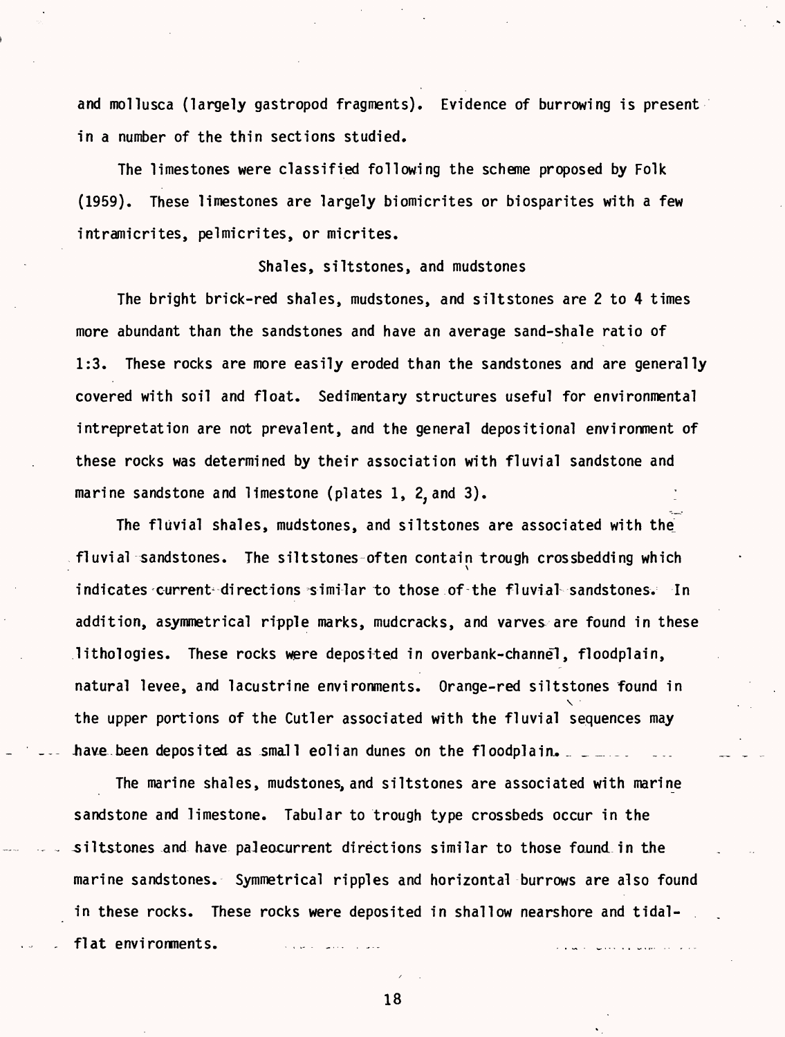and mollusca (largely gastropod fragments). Evidence of burrowing is present in a number of the thin sections studied.

The limestones were classified following the scheme proposed by Folk (1959). These limestones are largely biomicrites or biosparites with a few intramicrites, pelmicrites, or micrites.

### Shales, siltstones, and mudstones

The bright brick-red shales, mudstones, and siltstones are 2 to 4 times more abundant than the sandstones and have an average sand-shale ratio of 1:3. These rocks are more easily eroded than the sandstones and are generally covered with soil and float. Sedimentary structures useful for environmental intrepretation are not prevalent, and the general depositional environment of these rocks was determined by their association with fluvial sandstone and marine sandstone and limestone (plates 1, 2, and 3).

The fluvial shales, mudstones, and siltstones are associated with the fluvial sandstones. The siltstones often contain trough crossbedding which indicates current directions similar to those of the fluvial sandstones. In addition, asymmetrical ripple marks, mudcracks, and varves are found in these lithologies. These rocks were deposited in overbank-channel, floodplain, natural levee, and lacustrine environments. Orange-red siltstones found in the upper portions of the Cutler associated with the fluvial sequences may have been deposited as small eolian dunes on the floodplain.

The marine shales, mudstones, and siltstones are associated with marine sandstone and limestone. Tabular to trough type crossbeds occur in the siltstones and have paleocurrent directions similar to those found in the marine sandstones. Symmetrical ripples and horizontal burrows are also found in these rocks. These rocks were deposited in shallow nearshore and tidal-flat environments.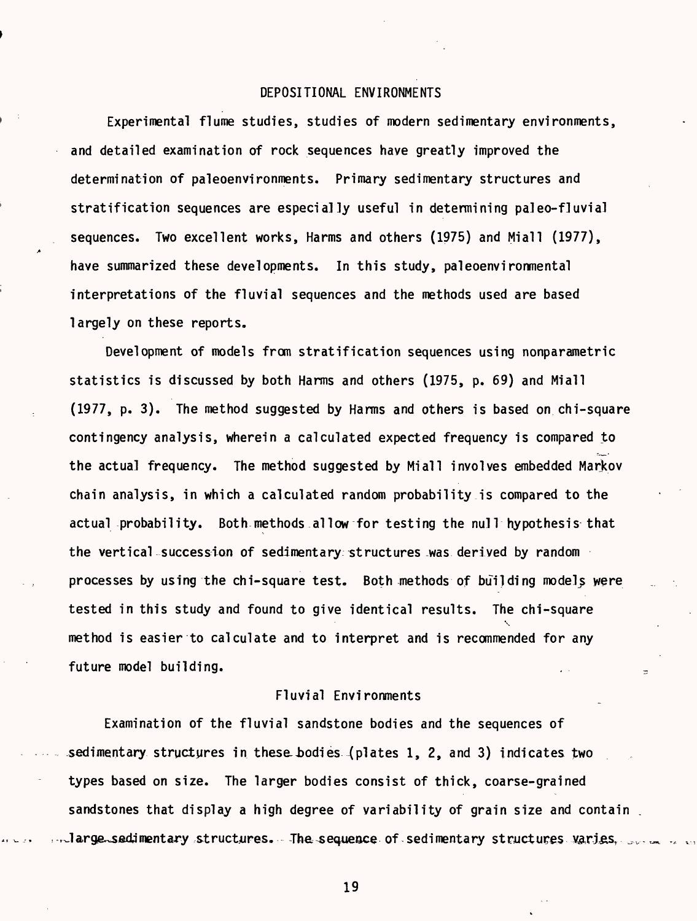## DEPOSITIONAL ENVIRONMENTS

Experimental flume studies, studies of modern sedimentary environments, and detailed examination of rock sequences have greatly improved the determination of paleoenvironments. Primary sedimentary structures and stratification sequences are especially useful in determining paleo-fluvial sequences. Two excellent works, Harms and others (1975) and Miall (1977), have summarized these developments. In this study, paleoenvironmental interpretations of the fluvial sequences and the methods used are based largely on these reports.

Development of models from stratification sequences using nonparametric statistics is discussed by both Harms and others (1975, p. 69) and Miall (1977, p. 3). The method suggested by Harms and others is based on chi-square contingency analysis, wherein a calculated expected frequency is compared to the actual frequency. The method suggested by Miall involves embedded Markov chain analysis, in which a calculated random probability is compared to the actual probability. Both methods allow for testing the null hypothesis that the vertical succession of sedimentary structures was derived by random processes by using the chi-square test. Both methods of building models were tested in this study and found to give identical results. The chi-square method is easier to calculate and to interpret and is recommended for any future model building.

### Fluvial Environments

Examination of the fluvial sandstone bodies and the sequences of sedimentary structures in these bodies (plates 1, 2, and 3) indicates two types based on size. The larger bodies consist of thick, coarse-grained sandstones that display a high degree of variability of grain size and contain large sedimentary structures. The sequence of sedimentary structures varies,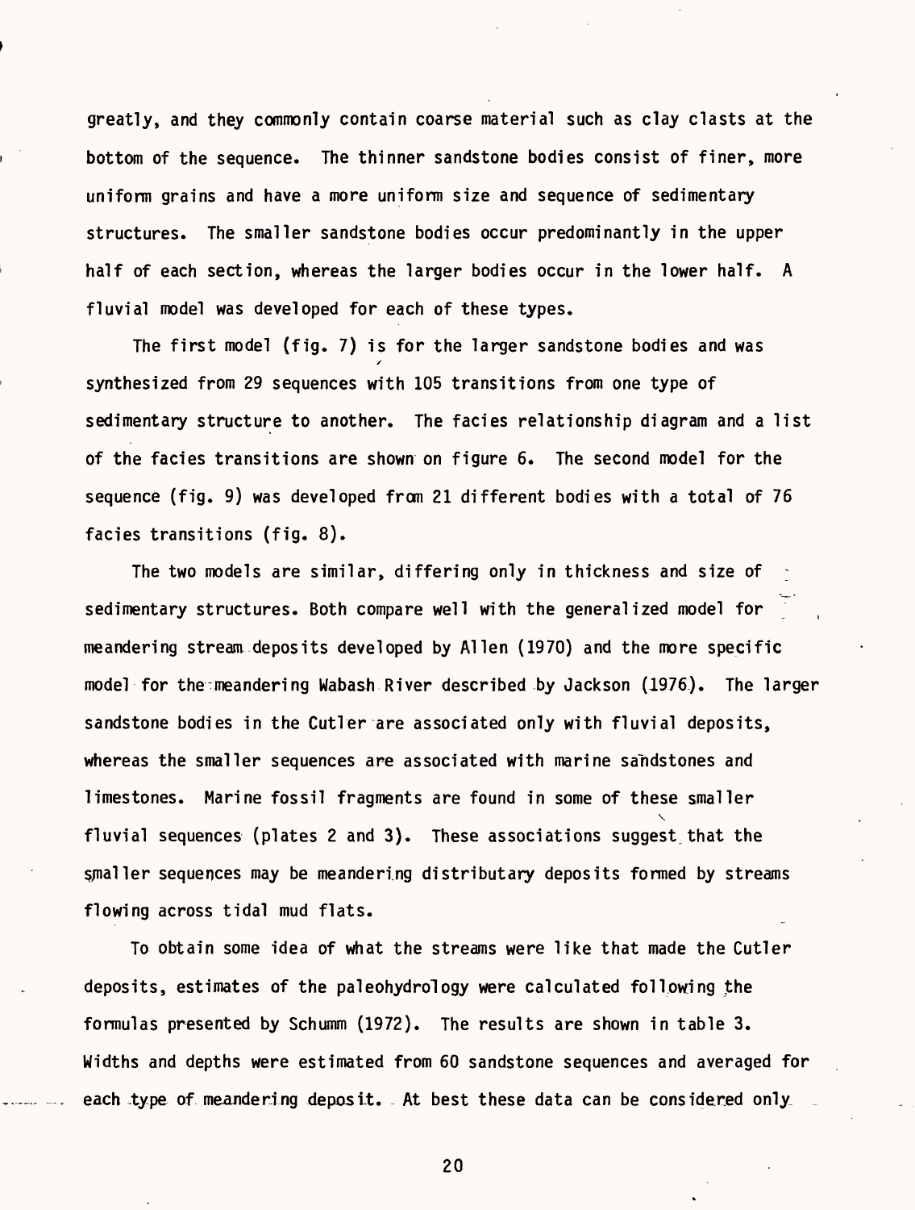greatly, and they commonly contain coarse material such as clay clasts at the bottom of the sequence. The thinner sandstone bodies consist of finer, more uniform grains and have a more uniform size and sequence of sedimentary structures. The smaller sandstone bodies occur predominantly in the upper half of each section, whereas the larger bodies occur in the lower half. A fluvial model was developed for each of these types.

The first model (fig. 7) is for the larger sandstone bodies and was synthesized from 29 sequences with 105 transitions from one type of sedimentary structure to another. The facies relationship diagram and a list of the facies transitions are shown on figure 6. The second model for the sequence (fig. 9) was developed from 21 different bodies with a total of 76 facies transitions (fig. 8).

The two models are similar, differing only in thickness and size of sedimentary structures. Both compare well with the generalized model for meandering stream deposits developed by Allen (1970) and the more specific model for the meandering Wabash River described by Jackson (1976). The larger sandstone bodies in the Cutler are associated only with fluvial deposits, whereas the smaller sequences are associated with marine sandstones and limestones. Marine fossil fragments are found in some of these smaller fluvial sequences (plates 2 and 3). These associations suggest that the smaller sequences may be meandering distributary deposits formed by streams flowing across tidal mud flats.

To obtain some idea of what the streams were like that made the Cutler deposits, estimates of the paleohydrology were calculated following the formulas presented by Schumm (1972). The results are shown in table 3. Widths and depths were estimated from 60 sandstone sequences and averaged for each type of meandering deposit. At best these data can be considered only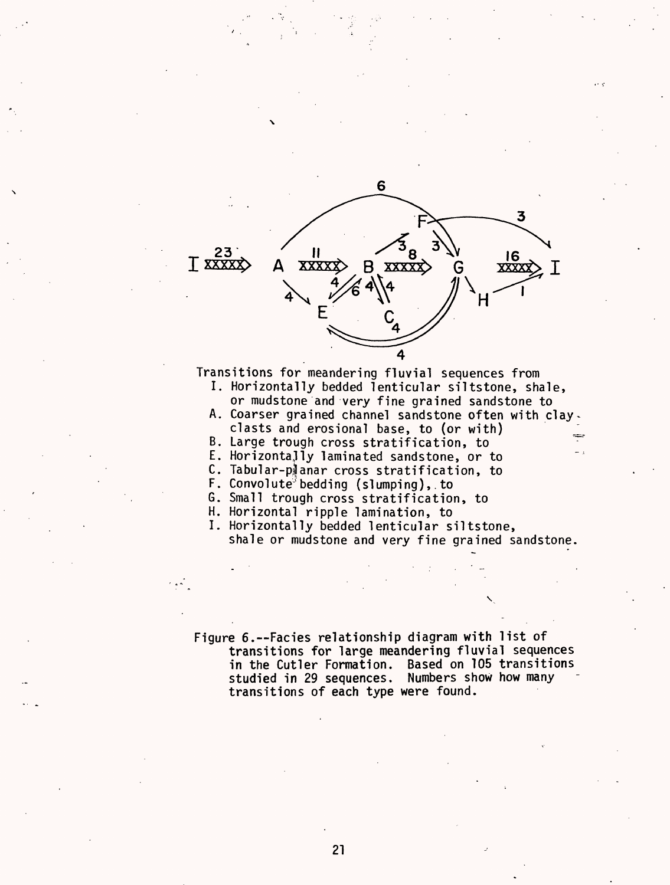Transitions for meandering fluvial sequences from

I. Horizontally bedded lenticular siltstone, shale, or mudstone and very fine grained sandstone to
A. Coarser grained channel sandstone often with clay clasts and erosional base, to (or with)
B. Large trough cross stratification, to
E. Horizontally laminated sandstone, or to
C. Tabular-planar cross stratification, to
F. Convolute bedding (slumping), to
G. Small trough cross stratification, to
H. Horizontal ripple lamination, to
I. Horizontally bedded lenticular siltstone, shale or mudstone and very fine grained sandstone.

Figure 6.--Facies relationship diagram with list of transitions for large meandering fluvial sequences in the Cutler Formation. Based on 105 transitions studied in 29 sequences. Numbers show how many transitions of each type were found.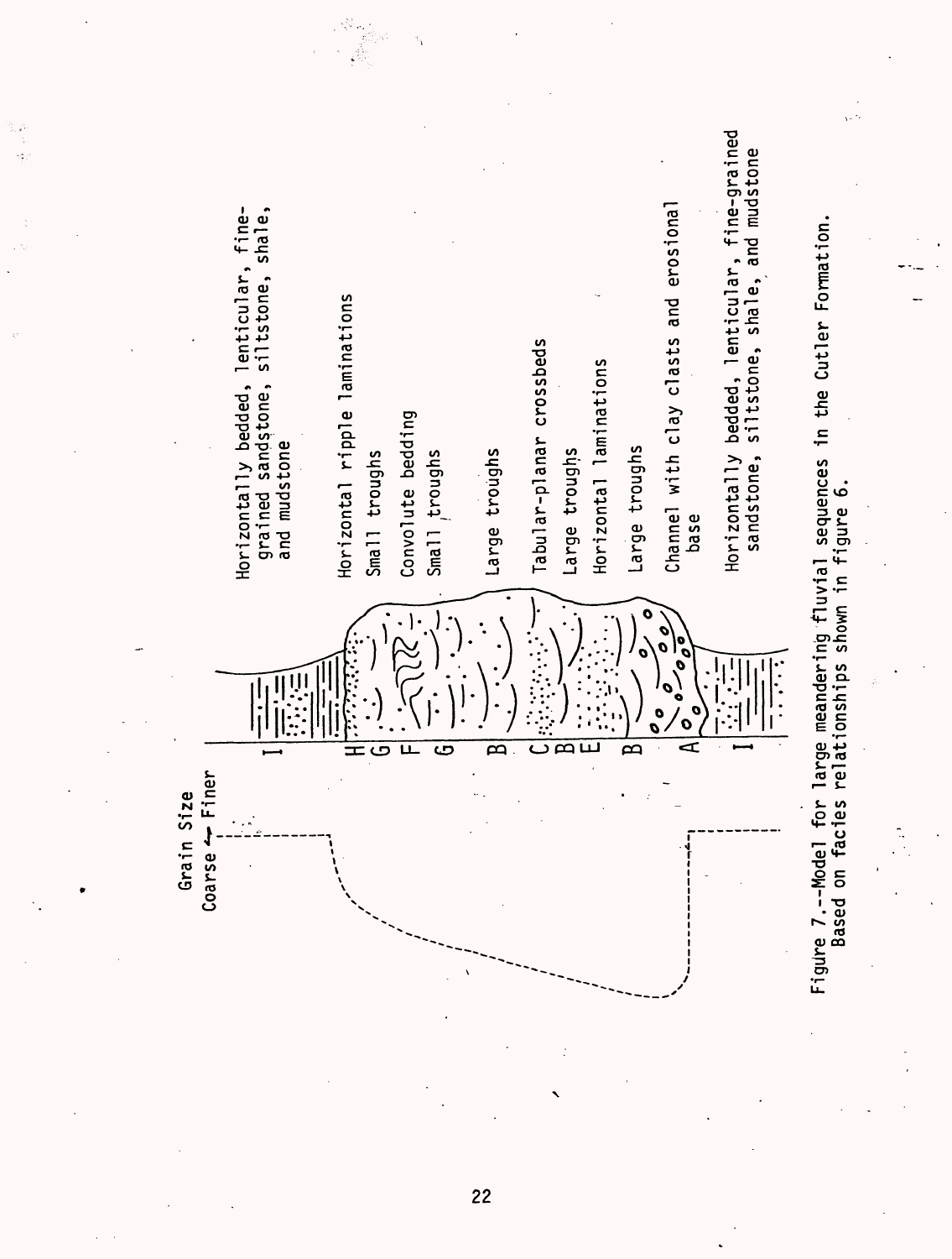Grain Size
Coarse ← Finer

| | |
|---|---|
| I | Horizontally bedded, lenticular, fine-grained sandstone, siltstone, shale, and mudstone |
| H | Horizontal ripple laminations |
| G | Small troughs |
| F | Convolute bedding |
| G | Small troughs |
| B | Large troughs |
| C | Tabular-planar crossbeds |
| B | Large troughs |
| E | Horizontal laminations |
| B | Large troughs |
| A | Channel with clay clasts and erosional base |
| I | Horizontally bedded, lenticular, fine-grained sandstone, siltstone, shale, and mudstone |

Figure 7.--Model for large meandering fluvial sequences in the Cutler Formation. Based on facies relationships shown in figure 6.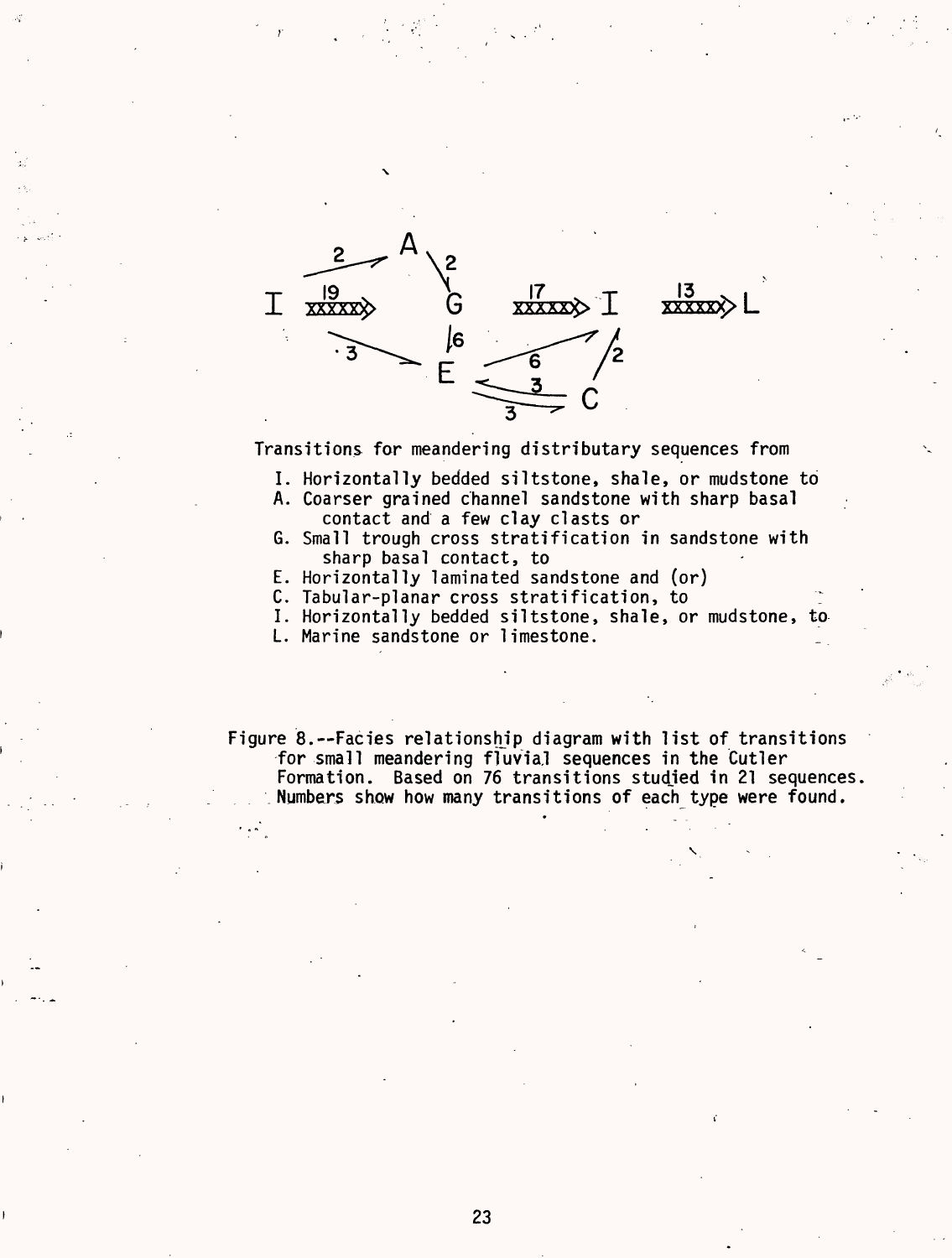Transitions for meandering distributary sequences from

I. Horizontally bedded siltstone, shale, or mudstone to
A. Coarser grained channel sandstone with sharp basal contact and a few clay clasts or
G. Small trough cross stratification in sandstone with sharp basal contact, to
E. Horizontally laminated sandstone and (or)
C. Tabular-planar cross stratification, to
I. Horizontally bedded siltstone, shale, or mudstone, to
L. Marine sandstone or limestone.

Figure 8.--Facies relationship diagram with list of transitions for small meandering fluvial sequences in the Cutler Formation. Based on 76 transitions studied in 21 sequences. Numbers show how many transitions of each type were found.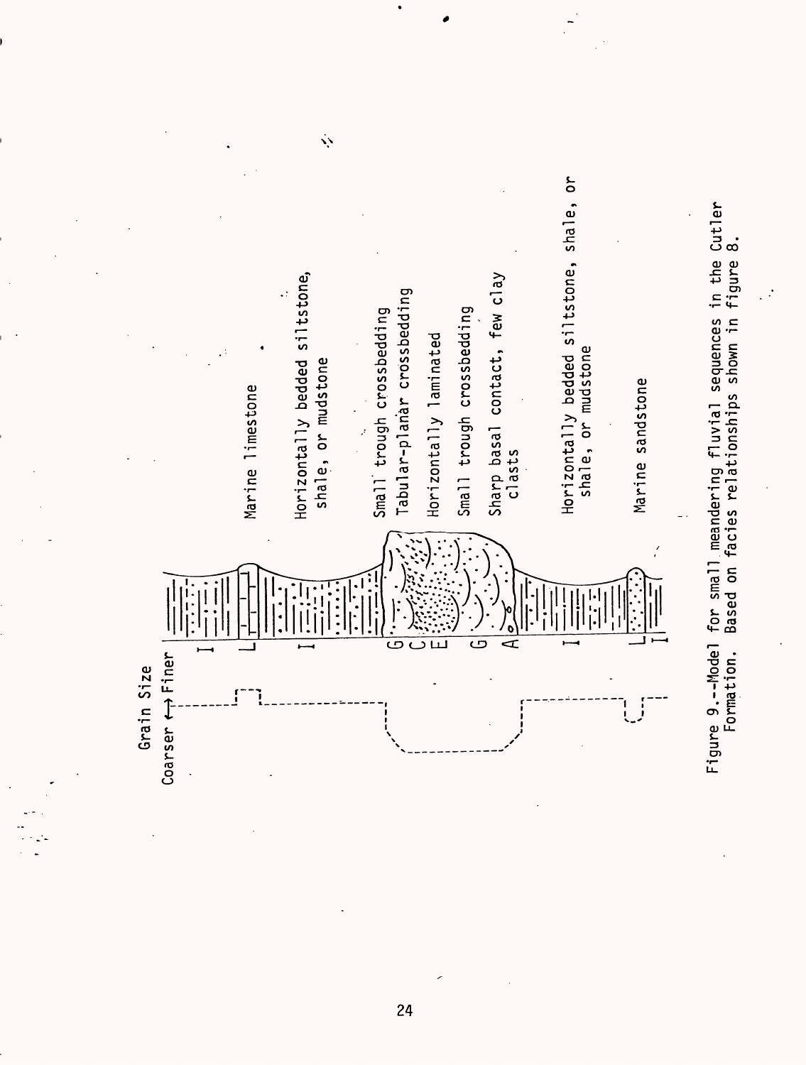Grain Size

Coarser ⟷ Finer

I

L — Marine limestone

I — Horizontally bedded siltstone, shale, or mudstone

G — Small trough crossbedding

C — Tabular-planar crossbedding

E — Horizontally laminated

G — Small trough crossbedding

A — Sharp basal contact, few clay clasts

I — Horizontally bedded siltstone, shale, or mudstone

L — Marine sandstone

I

Figure 9.--Model for small meandering fluvial sequences in the Cutler Formation. Based on facies relationships shown in figure 8.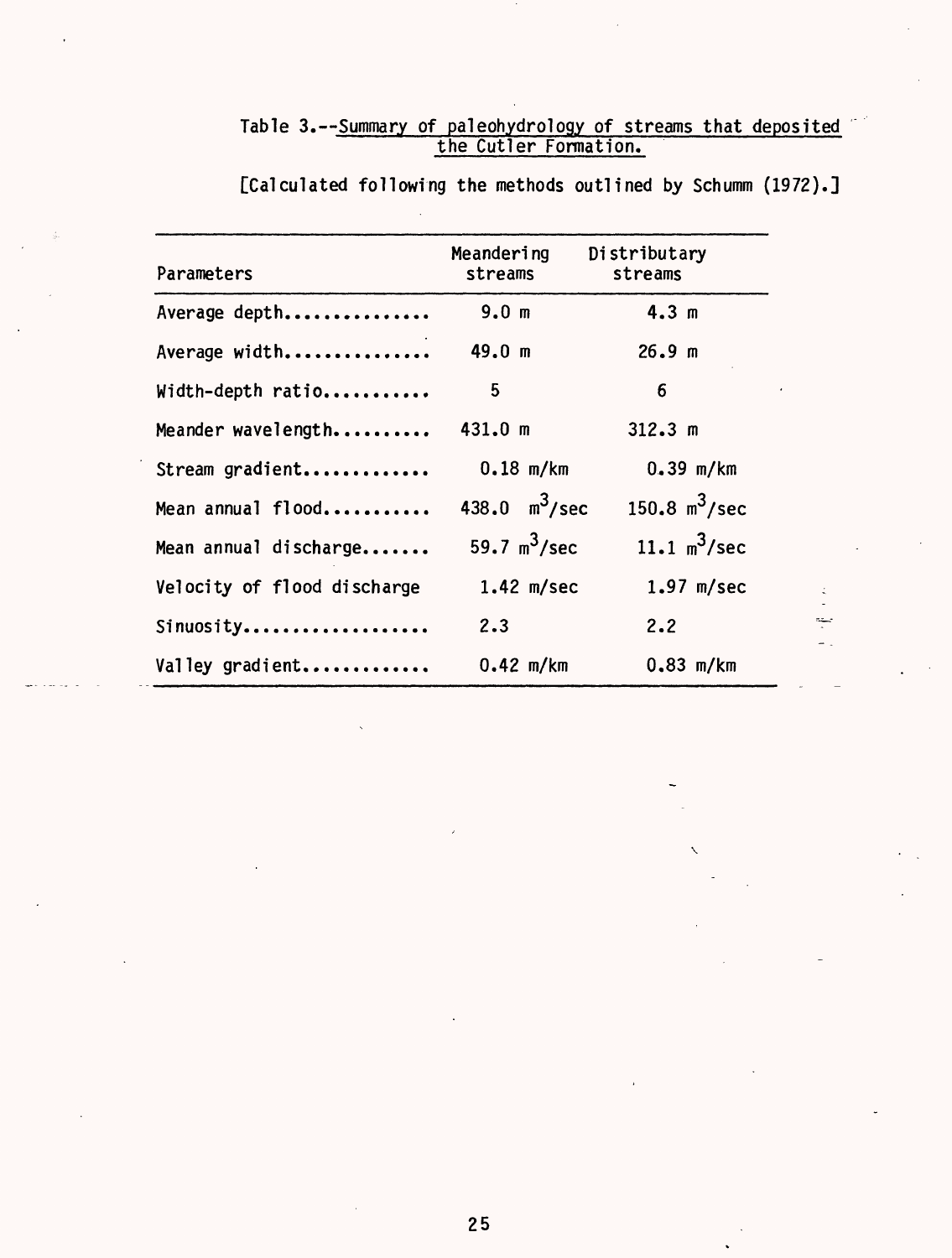Table 3.--Summary of paleohydrology of streams that deposited the Cutler Formation.

[Calculated following the methods outlined by Schumm (1972).]

| Parameters | Meandering streams | Distributary streams |
| --- | --- | --- |
| Average depth............... | 9.0 m | 4.3 m |
| Average width............... | 49.0 m | 26.9 m |
| Width-depth ratio........... | 5 | 6 |
| Meander wavelength.......... | 431.0 m | 312.3 m |
| Stream gradient............. | 0.18 m/km | 0.39 m/km |
| Mean annual flood........... | 438.0 $m^3$/sec | 150.8 $m^3$/sec |
| Mean annual discharge....... | 59.7 $m^3$/sec | 11.1 $m^3$/sec |
| Velocity of flood discharge | 1.42 m/sec | 1.97 m/sec |
| Sinuosity................... | 2.3 | 2.2 |
| Valley gradient............. | 0.42 m/km | 0.83 m/km |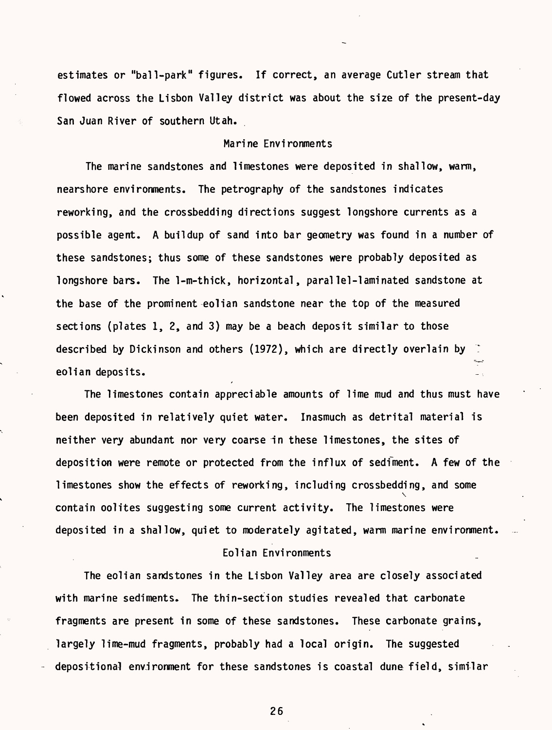estimates or "ball-park" figures. If correct, an average Cutler stream that flowed across the Lisbon Valley district was about the size of the present-day San Juan River of southern Utah.

### Marine Environments

The marine sandstones and limestones were deposited in shallow, warm, nearshore environments. The petrography of the sandstones indicates reworking, and the crossbedding directions suggest longshore currents as a possible agent. A buildup of sand into bar geometry was found in a number of these sandstones; thus some of these sandstones were probably deposited as longshore bars. The 1-m-thick, horizontal, parallel-laminated sandstone at the base of the prominent eolian sandstone near the top of the measured sections (plates 1, 2, and 3) may be a beach deposit similar to those described by Dickinson and others (1972), which are directly overlain by eolian deposits.

The limestones contain appreciable amounts of lime mud and thus must have been deposited in relatively quiet water. Inasmuch as detrital material is neither very abundant nor very coarse in these limestones, the sites of deposition were remote or protected from the influx of sediment. A few of the limestones show the effects of reworking, including crossbedding, and some contain oolites suggesting some current activity. The limestones were deposited in a shallow, quiet to moderately agitated, warm marine environment.

### Eolian Environments

The eolian sandstones in the Lisbon Valley area are closely associated with marine sediments. The thin-section studies revealed that carbonate fragments are present in some of these sandstones. These carbonate grains, largely lime-mud fragments, probably had a local origin. The suggested depositional environment for these sandstones is coastal dune field, similar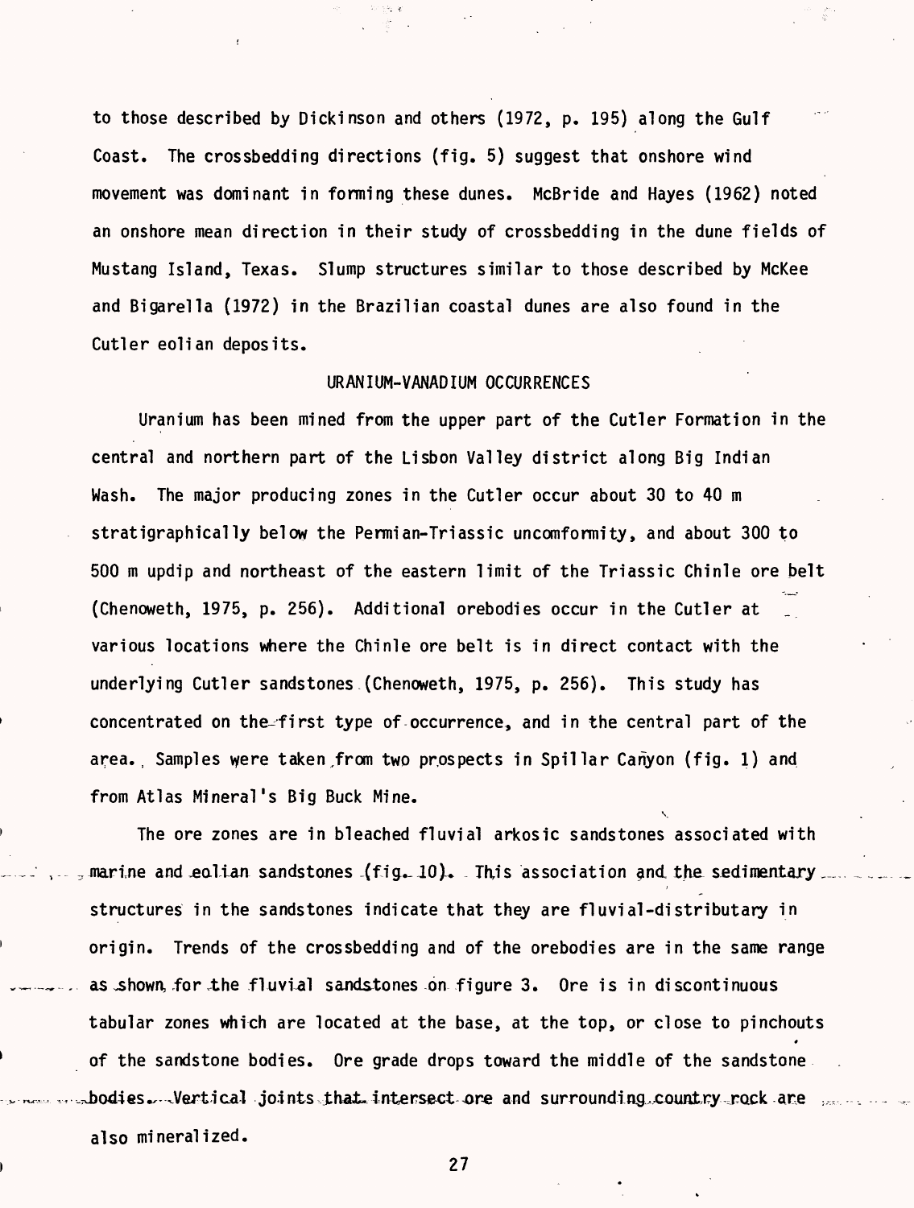to those described by Dickinson and others (1972, p. 195) along the Gulf Coast. The crossbedding directions (fig. 5) suggest that onshore wind movement was dominant in forming these dunes. McBride and Hayes (1962) noted an onshore mean direction in their study of crossbedding in the dune fields of Mustang Island, Texas. Slump structures similar to those described by McKee and Bigarella (1972) in the Brazilian coastal dunes are also found in the Cutler eolian deposits.

## URANIUM-VANADIUM OCCURRENCES

Uranium has been mined from the upper part of the Cutler Formation in the central and northern part of the Lisbon Valley district along Big Indian Wash. The major producing zones in the Cutler occur about 30 to 40 m stratigraphically below the Permian-Triassic uncomformity, and about 300 to 500 m updip and northeast of the eastern limit of the Triassic Chinle ore belt (Chenoweth, 1975, p. 256). Additional orebodies occur in the Cutler at various locations where the Chinle ore belt is in direct contact with the underlying Cutler sandstones (Chenoweth, 1975, p. 256). This study has concentrated on the first type of occurrence, and in the central part of the area. Samples were taken from two prospects in Spillar Canyon (fig. 1) and from Atlas Mineral's Big Buck Mine.

The ore zones are in bleached fluvial arkosic sandstones associated with marine and eolian sandstones (fig. 10). This association and the sedimentary structures in the sandstones indicate that they are fluvial-distributary in origin. Trends of the crossbedding and of the orebodies are in the same range as shown for the fluvial sandstones on figure 3. Ore is in discontinuous tabular zones which are located at the base, at the top, or close to pinchouts of the sandstone bodies. Ore grade drops toward the middle of the sandstone bodies. Vertical joints that intersect ore and surrounding country rock are also mineralized.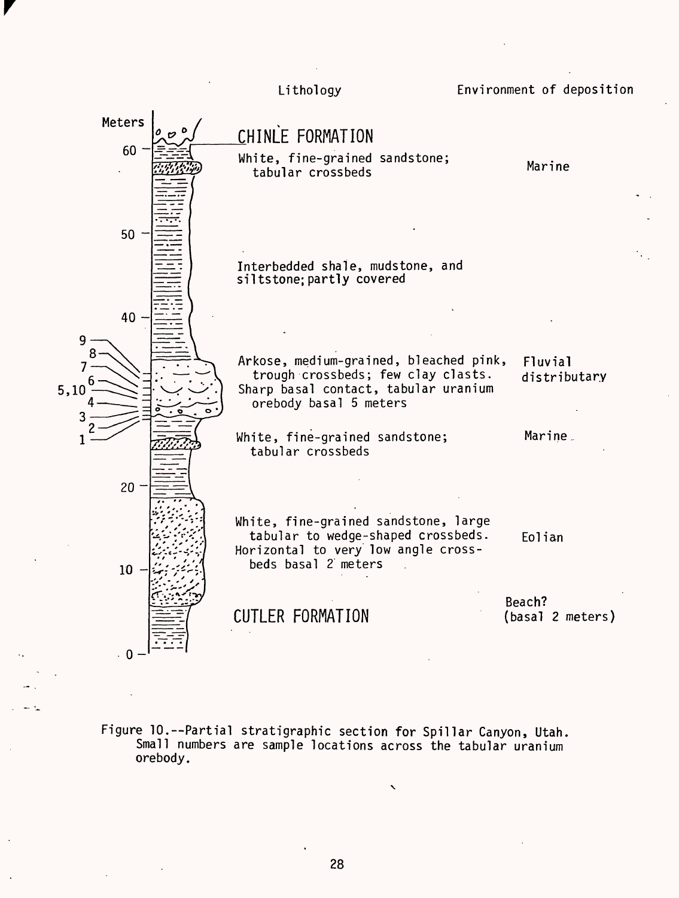| Meters | Lithology | Environment of deposition |
| --- | --- | --- |
| 60 | CHINLE FORMATION | |
| | White, fine-grained sandstone; tabular crossbeds | Marine |
| 50–40 | Interbedded shale, mudstone, and siltstone; partly covered | |
| 9, 8, 7, 6, 5, 10, 4, 3, 2, 1 | Arkose, medium-grained, bleached pink, trough crossbeds; few clay clasts. Sharp basal contact, tabular uranium orebody basal 5 meters | Fluvial distributary |
| | White, fine-grained sandstone; tabular crossbeds | Marine |
| 20–10 | White, fine-grained sandstone, large tabular to wedge-shaped crossbeds. Horizontal to very low angle crossbeds basal 2 meters | Eolian |
| | | Beach? (basal 2 meters) |
| 0 | CUTLER FORMATION | |

Figure 10.--Partial stratigraphic section for Spillar Canyon, Utah. Small numbers are sample locations across the tabular uranium orebody.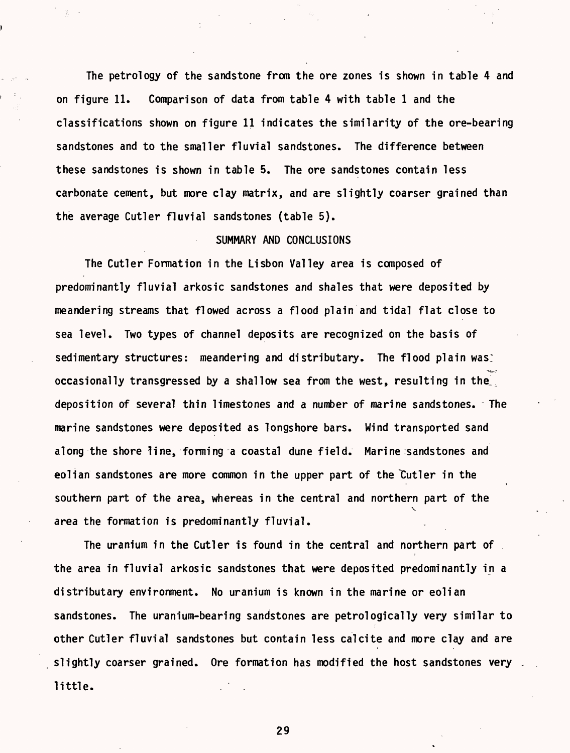The petrology of the sandstone from the ore zones is shown in table 4 and on figure 11. Comparison of data from table 4 with table 1 and the classifications shown on figure 11 indicates the similarity of the ore-bearing sandstones and to the smaller fluvial sandstones. The difference between these sandstones is shown in table 5. The ore sandstones contain less carbonate cement, but more clay matrix, and are slightly coarser grained than the average Cutler fluvial sandstones (table 5).

## SUMMARY AND CONCLUSIONS

The Cutler Formation in the Lisbon Valley area is composed of predominantly fluvial arkosic sandstones and shales that were deposited by meandering streams that flowed across a flood plain and tidal flat close to sea level. Two types of channel deposits are recognized on the basis of sedimentary structures: meandering and distributary. The flood plain was occasionally transgressed by a shallow sea from the west, resulting in the deposition of several thin limestones and a number of marine sandstones. The marine sandstones were deposited as longshore bars. Wind transported sand along the shore line, forming a coastal dune field. Marine sandstones and eolian sandstones are more common in the upper part of the Cutler in the southern part of the area, whereas in the central and northern part of the area the formation is predominantly fluvial.

The uranium in the Cutler is found in the central and northern part of the area in fluvial arkosic sandstones that were deposited predominantly in a distributary environment. No uranium is known in the marine or eolian sandstones. The uranium-bearing sandstones are petrologically very similar to other Cutler fluvial sandstones but contain less calcite and more clay and are slightly coarser grained. Ore formation has modified the host sandstones very little.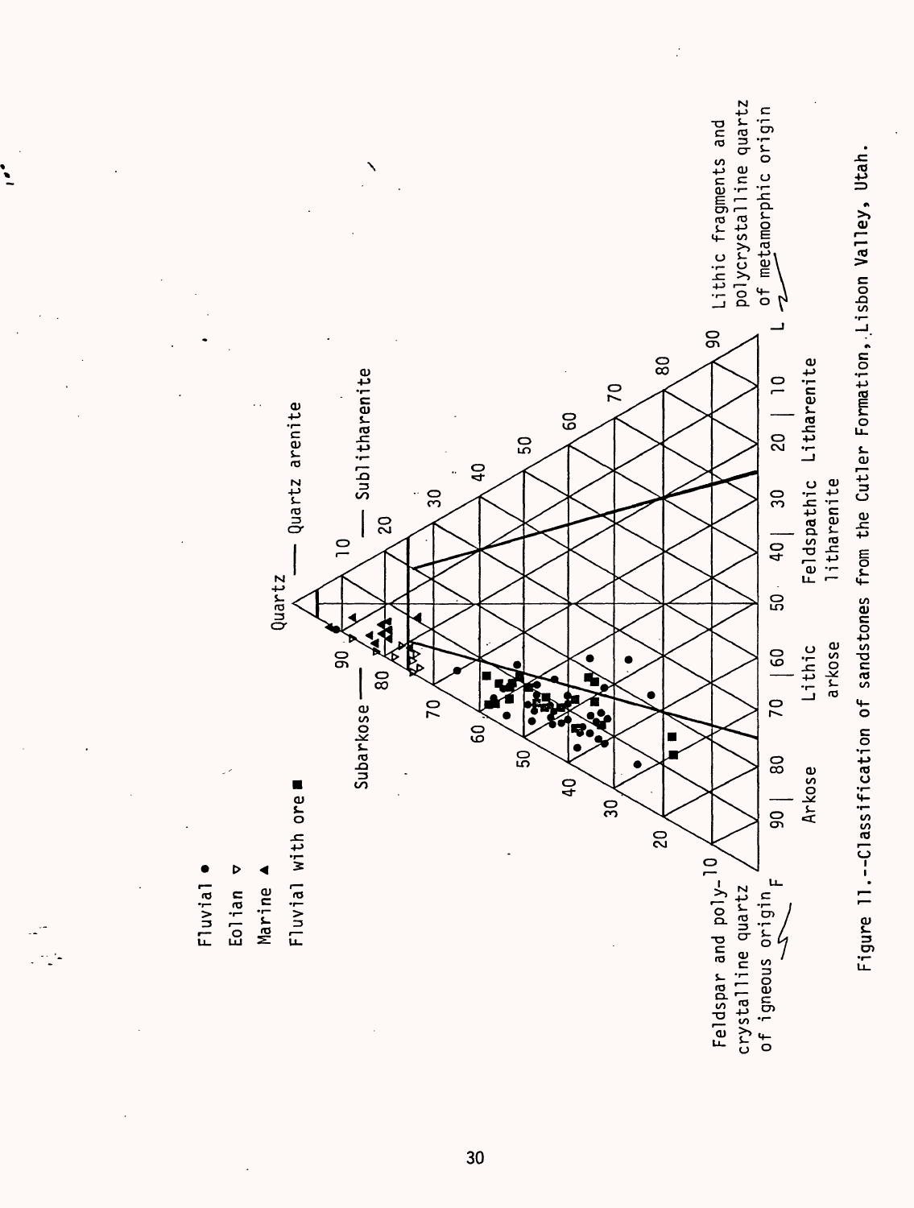Figure 11.--Classification of sandstones from the Cutler Formation, Lisbon Valley, Utah.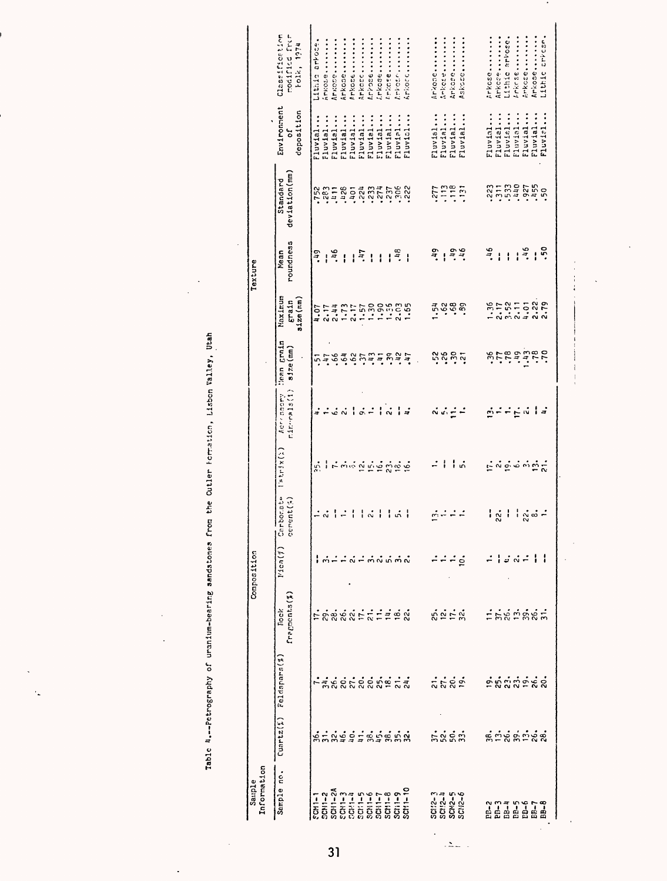Table 4.--Petrography of uranium-bearing sandstones from the Cutler Formation, Lisbon Valley, Utah

| Sample Information | Composition | | | | | | | Texture | | | | | |
|---|---|---|---|---|---|---|---|---|---|---|---|---|---|
| Sample no. | Quartz(%) | Feldspars(%) | Rock fragments(%) | Mica(%) | Carbonate cement(%) | Matrix(%) | Accessory minerals(%) | Mean grain size(mm) | Maximum grain size(mm) | Mean roundness | Standard deviation(mm) | Environment of deposition | Classification modified from Folk, 1974 |
| SCM1-1 | 36. | 7. | 17. | -- | 1. | 35. | 4. | .51 | 4.07 | .49 | .752 | Fluvial... | Lithic arkose. |
| SCM1-2 | 31. | 34. | 29. | 3. | 2. | -- | 1. | .47 | 2.17 | -- | .283 | Fluvial... | Arkose........ |
| SCM1-2A | 32. | 26. | 28. | 1. | -- | 7. | 6. | .66 | 2.44 | .46 | .411 | Fluvial... | Arkose........ |
| SCM1-3 | 46. | 20. | 26. | 1. | 1. | 3. | 2. | .64 | 1.73 | -- | .428 | Fluvial... | Arkose........ |
| SCM1-4 | 40. | 27. | 22. | 2. | -- | 6. | -- | .62 | 2.17 | -- | .401 | Fluvial... | Arkose........ |
| SCM1-5 | 41. | 20. | 17. | 1. | -- | 12. | 9. | .37 | 1.57 | .47 | .224 | Fluvial... | Arkose........ |
| SCM1-6 | 38. | 20. | 21. | 3. | 2. | 15. | 1. | .43 | 1.30 | -- | .233 | Fluvial... | Arkose........ |
| SCM1-7 | 45. | 25. | 11. | 2. | -- | 16. | -- | .41 | 1.90 | -- | .274 | Fluvial... | Arkose........ |
| SCM1-8 | 38. | 18. | 14. | 5. | -- | 23. | 2. | .39 | 1.35 | -- | .237 | Fluvial... | Arkose........ |
| SCM1-9 | 35. | 21. | 18. | 3. | 5. | 18. | -- | .42 | 2.03 | .48 | .306 | Fluvial... | Arkose........ |
| SCM1-10 | 32. | 24. | 22. | 2. | -- | 16. | 4. | .47 | 1.65 | -- | .222 | Fluvial... | Arkose........ |
| SCM2-3 | 37. | 21. | 25. | 1. | 13. | 1. | 2. | .52 | 1.54 | .49 | .277 | Fluvial... | Arkose........ |
| SCM2-4 | 52. | 27. | 12. | 1. | 1. | -- | 5. | .26 | .62 | -- | .113 | Fluvial... | Arkose........ |
| SCM2-5 | 50. | 20. | 17. | 1. | 1. | -- | 11. | .30 | .68 | .49 | .118 | Fluvial... | Arkose........ |
| SCM2-6 | 33. | 19. | 32. | 10. | 1. | 5. | 1. | .21 | .89 | .46 | .131 | Fluvial... | Arkose........ |
| BB-2 | 38. | 19. | 11. | 1. | -- | 17. | 13. | .36 | 1.36 | .46 | .223 | Fluvial... | Arkose........ |
| BB-3 | 13. | 25. | 37. | -- | 22. | 2. | 1. | .77 | 2.17 | -- | .311 | Fluvial... | Arkose........ |
| BB-4 | 26. | 23. | 26. | 4. | -- | 19. | 1. | .78 | 3.52 | -- | .533 | Fluvial... | Lithic arkose. |
| BB-5 | 39. | 23. | 13. | 2. | -- | 6. | 17. | .49 | 2.11 | -- | .440 | Fluvial... | Arkose........ |
| BB-6 | 13. | 19. | 39. | 1. | 22. | 3. | 2. | 1.43 | 4.01 | .46 | .927 | Fluvial... | Arkose........ |
| BB-7 | 26. | 26. | 26. | -- | 8. | 13. | -- | .78 | 2.22 | -- | .455 | Fluvial... | Arkose........ |
| BB-8 | 28. | 20. | 31. | -- | 1. | 21. | 4. | .70 | 2.79 | .50 | .50 | Fluvial... | Lithic arkose. |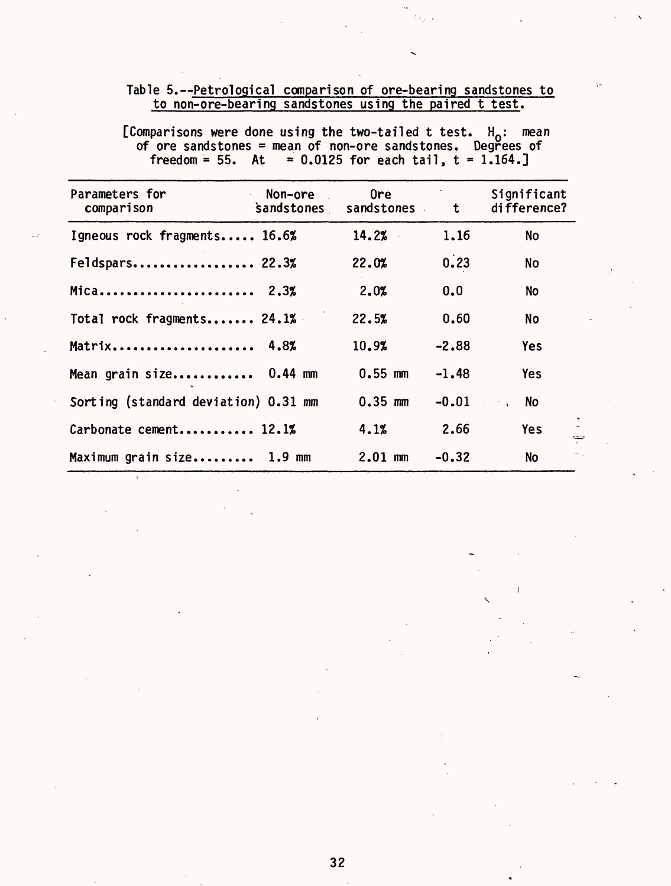Table 5.--Petrological comparison of ore-bearing sandstones to to non-ore-bearing sandstones using the paired t test.

[Comparisons were done using the two-tailed t test. $H_0$: mean of ore sandstones = mean of non-ore sandstones. Degrees of freedom = 55. At = 0.0125 for each tail, t = 1.164.]

| Parameters for comparison | Non-ore sandstones | Ore sandstones | t | Significant difference? |
|---|---|---|---|---|
| Igneous rock fragments..... | 16.6% | 14.2% | 1.16 | No |
| Feldspars.................. | 22.3% | 22.0% | 0.23 | No |
| Mica....................... | 2.3% | 2.0% | 0.0 | No |
| Total rock fragments....... | 24.1% | 22.5% | 0.60 | No |
| Matrix..................... | 4.8% | 10.9% | -2.88 | Yes |
| Mean grain size............ | 0.44 mm | 0.55 mm | -1.48 | Yes |
| Sorting (standard deviation) | 0.31 mm | 0.35 mm | -0.01 | No |
| Carbonate cement........... | 12.1% | 4.1% | 2.66 | Yes |
| Maximum grain size......... | 1.9 mm | 2.01 mm | -0.32 | No |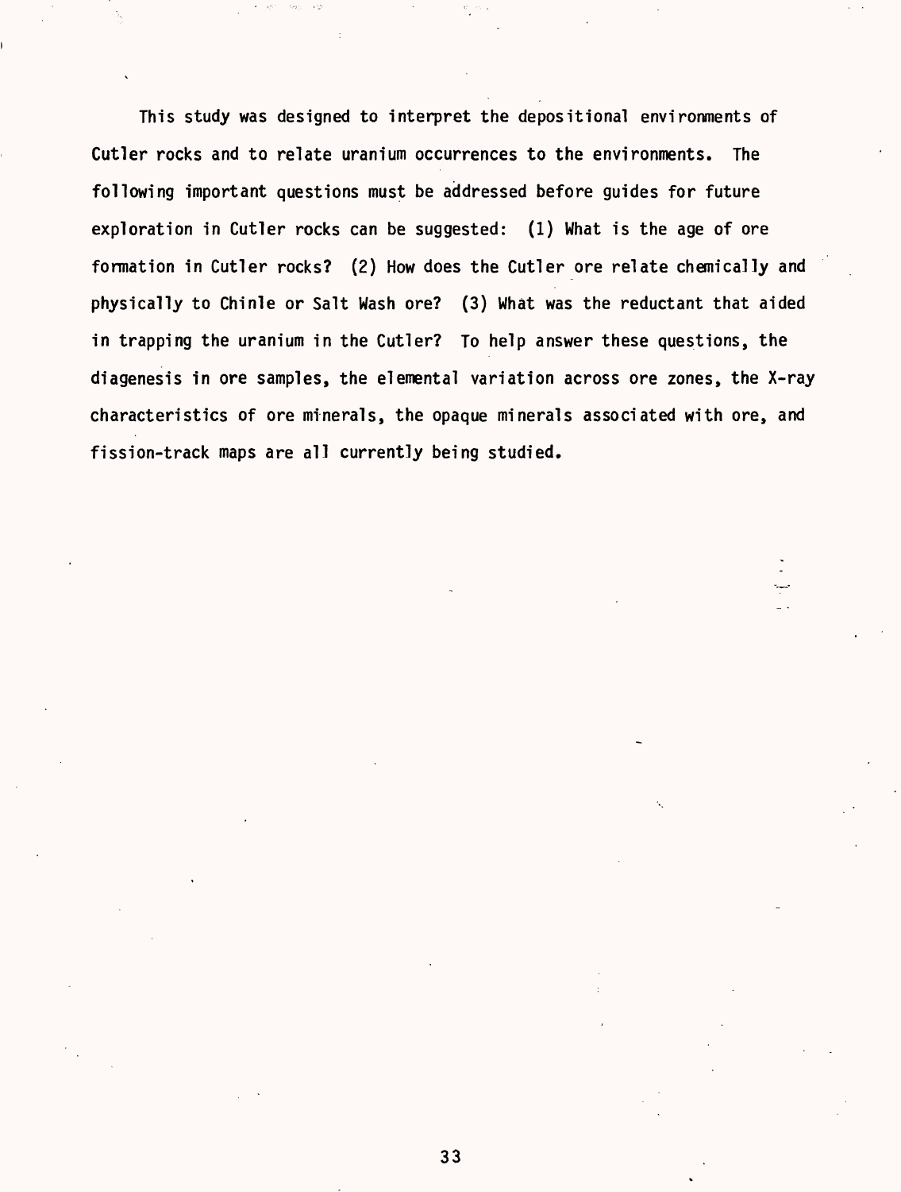This study was designed to interpret the depositional environments of Cutler rocks and to relate uranium occurrences to the environments. The following important questions must be addressed before guides for future exploration in Cutler rocks can be suggested: (1) What is the age of ore formation in Cutler rocks? (2) How does the Cutler ore relate chemically and physically to Chinle or Salt Wash ore? (3) What was the reductant that aided in trapping the uranium in the Cutler? To help answer these questions, the diagenesis in ore samples, the elemental variation across ore zones, the X-ray characteristics of ore minerals, the opaque minerals associated with ore, and fission-track maps are all currently being studied.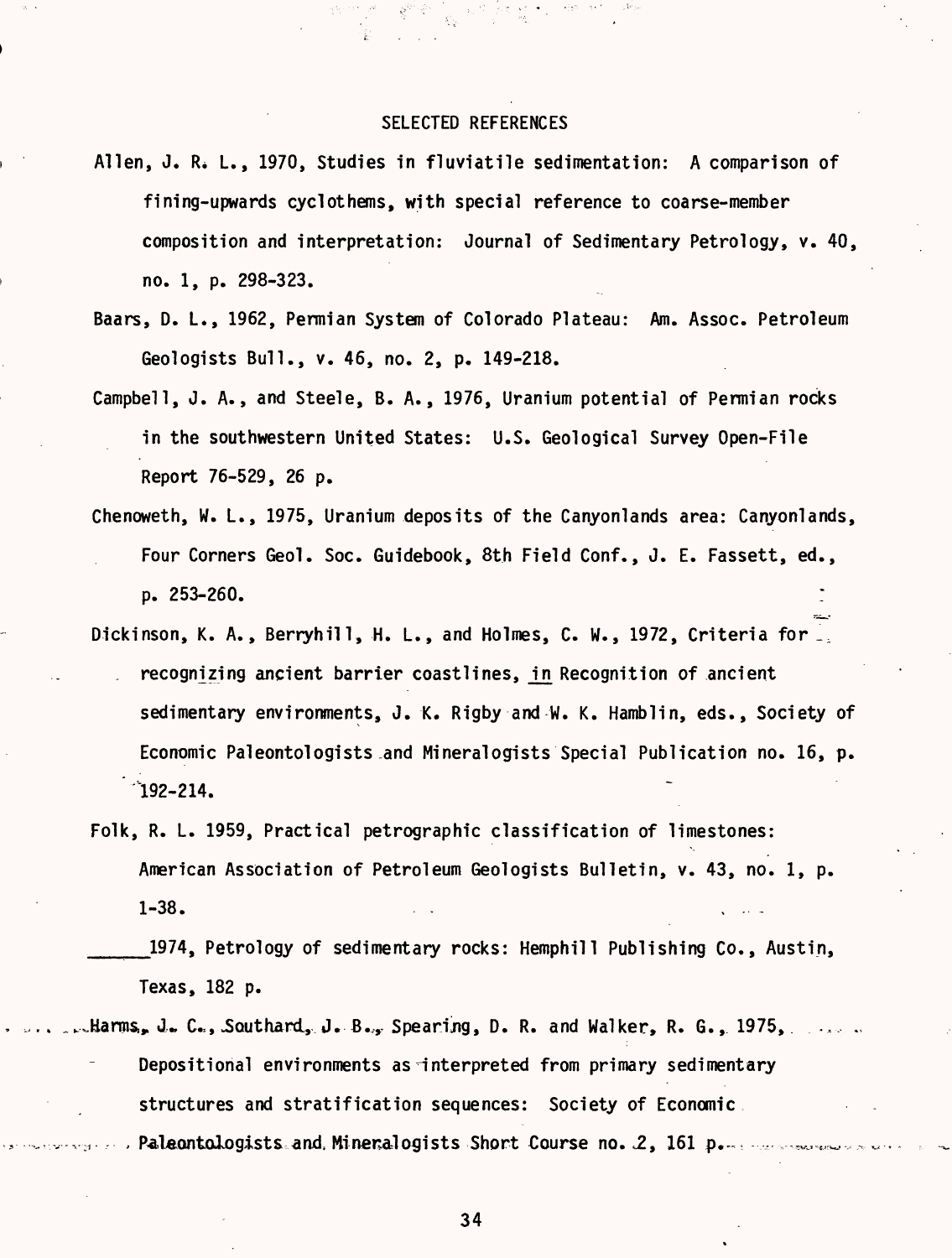## SELECTED REFERENCES

Allen, J. R. L., 1970, Studies in fluviatile sedimentation: A comparison of fining-upwards cyclothems, with special reference to coarse-member composition and interpretation: Journal of Sedimentary Petrology, v. 40, no. 1, p. 298-323.

Baars, D. L., 1962, Permian System of Colorado Plateau: Am. Assoc. Petroleum Geologists Bull., v. 46, no. 2, p. 149-218.

Campbell, J. A., and Steele, B. A., 1976, Uranium potential of Permian rocks in the southwestern United States: U.S. Geological Survey Open-File Report 76-529, 26 p.

Chenoweth, W. L., 1975, Uranium deposits of the Canyonlands area: Canyonlands, Four Corners Geol. Soc. Guidebook, 8th Field Conf., J. E. Fassett, ed., p. 253-260.

Dickinson, K. A., Berryhill, H. L., and Holmes, C. W., 1972, Criteria for recognizing ancient barrier coastlines, in Recognition of ancient sedimentary environments, J. K. Rigby and W. K. Hamblin, eds., Society of Economic Paleontologists and Mineralogists Special Publication no. 16, p. 192-214.

Folk, R. L. 1959, Practical petrographic classification of limestones: American Association of Petroleum Geologists Bulletin, v. 43, no. 1, p. 1-38.

______1974, Petrology of sedimentary rocks: Hemphill Publishing Co., Austin, Texas, 182 p.

Harms, J. C., Southard, J. B., Spearing, D. R. and Walker, R. G., 1975, Depositional environments as interpreted from primary sedimentary structures and stratification sequences: Society of Economic Paleontologists and Mineralogists Short Course no. 2, 161 p.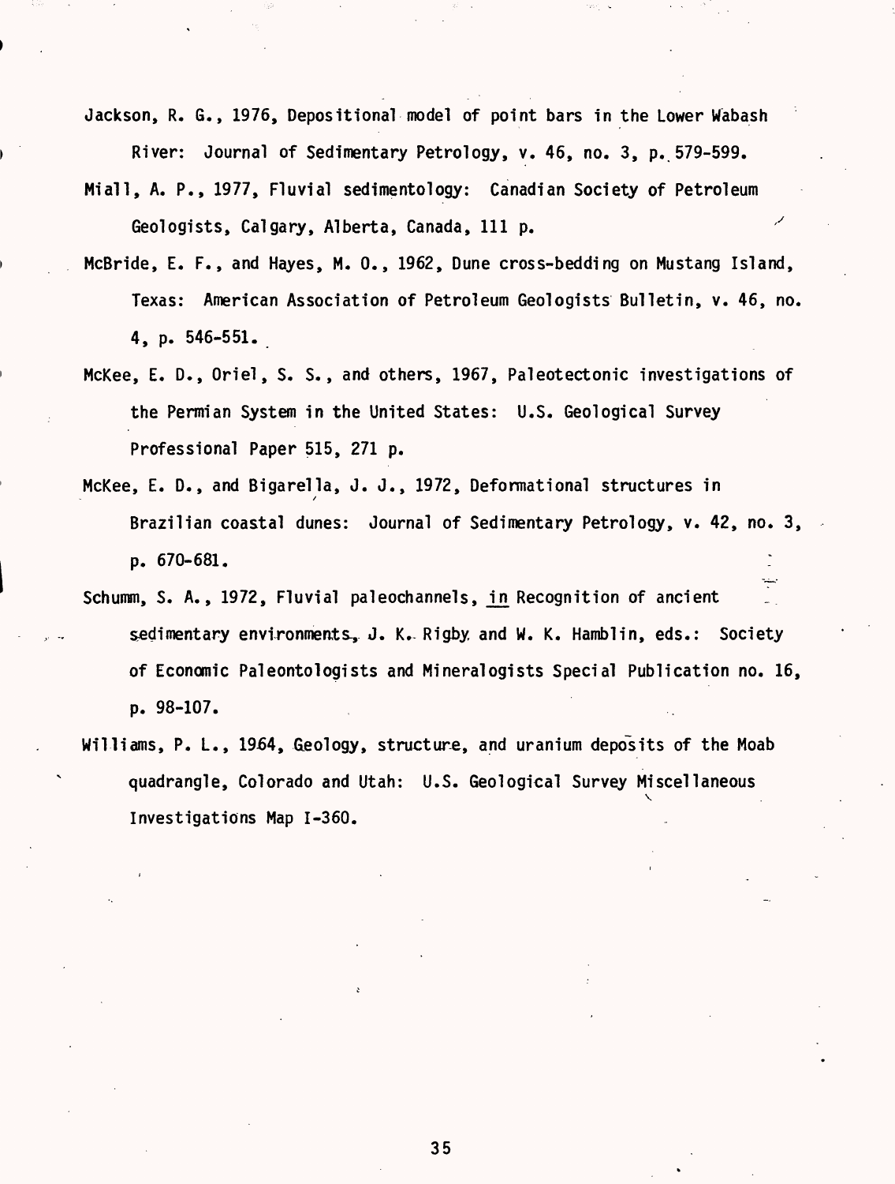Jackson, R. G., 1976, Depositional model of point bars in the Lower Wabash River: Journal of Sedimentary Petrology, v. 46, no. 3, p. 579-599.

Miall, A. P., 1977, Fluvial sedimentology: Canadian Society of Petroleum Geologists, Calgary, Alberta, Canada, 111 p.

McBride, E. F., and Hayes, M. O., 1962, Dune cross-bedding on Mustang Island, Texas: American Association of Petroleum Geologists Bulletin, v. 46, no. 4, p. 546-551.

McKee, E. D., Oriel, S. S., and others, 1967, Paleotectonic investigations of the Permian System in the United States: U.S. Geological Survey Professional Paper 515, 271 p.

McKee, E. D., and Bigarella, J. J., 1972, Deformational structures in Brazilian coastal dunes: Journal of Sedimentary Petrology, v. 42, no. 3, p. 670-681.

Schumm, S. A., 1972, Fluvial paleochannels, in Recognition of ancient sedimentary environments, J. K. Rigby and W. K. Hamblin, eds.: Society of Economic Paleontologists and Mineralogists Special Publication no. 16, p. 98-107.

Williams, P. L., 1964, Geology, structure, and uranium deposits of the Moab quadrangle, Colorado and Utah: U.S. Geological Survey Miscellaneous Investigations Map I-360.